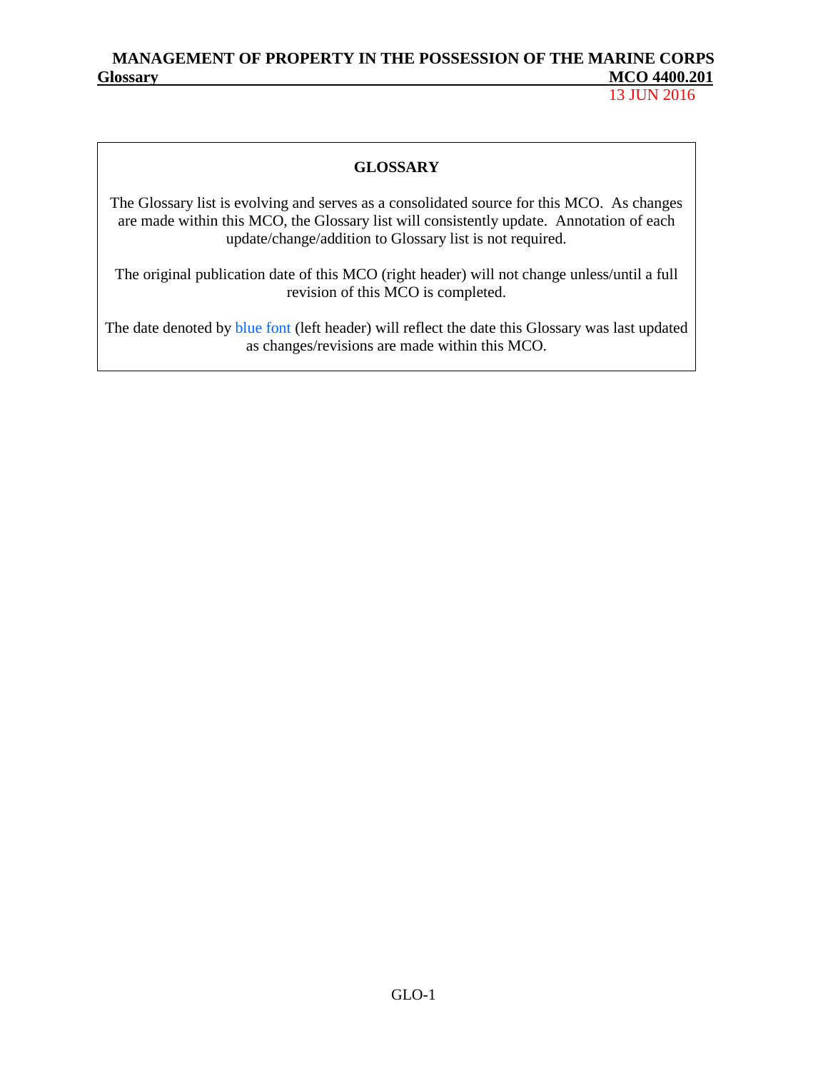# GLOSSARY

The Glossary list is evolving and serves as a consolidated source for this MCO. As changes are made within this MCO, the Glossary list will consistently update. Annotation of each update/change/addition to Glossary list is not required.

The original publication date of this MCO (right header) will not change unless/until a full revision of this MCO is completed.

The date denoted by blue font (left header) will reflect the date this Glossary was last updated as changes/revisions are made within this MCO.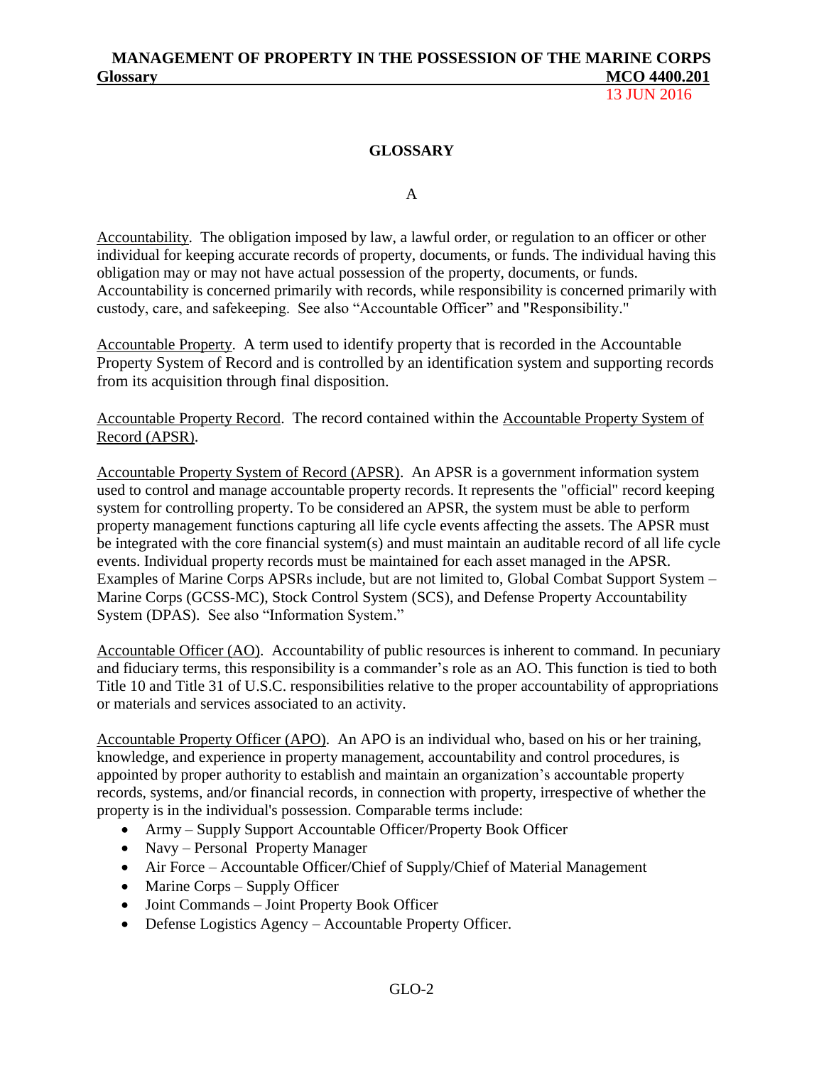# GLOSSARY

## A

Accountability. The obligation imposed by law, a lawful order, or regulation to an officer or other individual for keeping accurate records of property, documents, or funds. The individual having this obligation may or may not have actual possession of the property, documents, or funds. Accountability is concerned primarily with records, while responsibility is concerned primarily with custody, care, and safekeeping. See also "Accountable Officer" and "Responsibility."

Accountable Property. A term used to identify property that is recorded in the Accountable Property System of Record and is controlled by an identification system and supporting records from its acquisition through final disposition.

Accountable Property Record. The record contained within the Accountable Property System of Record (APSR).

Accountable Property System of Record (APSR). An APSR is a government information system used to control and manage accountable property records. It represents the "official" record keeping system for controlling property. To be considered an APSR, the system must be able to perform property management functions capturing all life cycle events affecting the assets. The APSR must be integrated with the core financial system(s) and must maintain an auditable record of all life cycle events. Individual property records must be maintained for each asset managed in the APSR. Examples of Marine Corps APSRs include, but are not limited to, Global Combat Support System – Marine Corps (GCSS-MC), Stock Control System (SCS), and Defense Property Accountability System (DPAS). See also "Information System."

Accountable Officer (AO). Accountability of public resources is inherent to command. In pecuniary and fiduciary terms, this responsibility is a commander's role as an AO. This function is tied to both Title 10 and Title 31 of U.S.C. responsibilities relative to the proper accountability of appropriations or materials and services associated to an activity.

Accountable Property Officer (APO). An APO is an individual who, based on his or her training, knowledge, and experience in property management, accountability and control procedures, is appointed by proper authority to establish and maintain an organization's accountable property records, systems, and/or financial records, in connection with property, irrespective of whether the property is in the individual's possession. Comparable terms include:

- Army – Supply Support Accountable Officer/Property Book Officer
- Navy – Personal Property Manager
- Air Force – Accountable Officer/Chief of Supply/Chief of Material Management
- Marine Corps – Supply Officer
- Joint Commands – Joint Property Book Officer
- Defense Logistics Agency – Accountable Property Officer.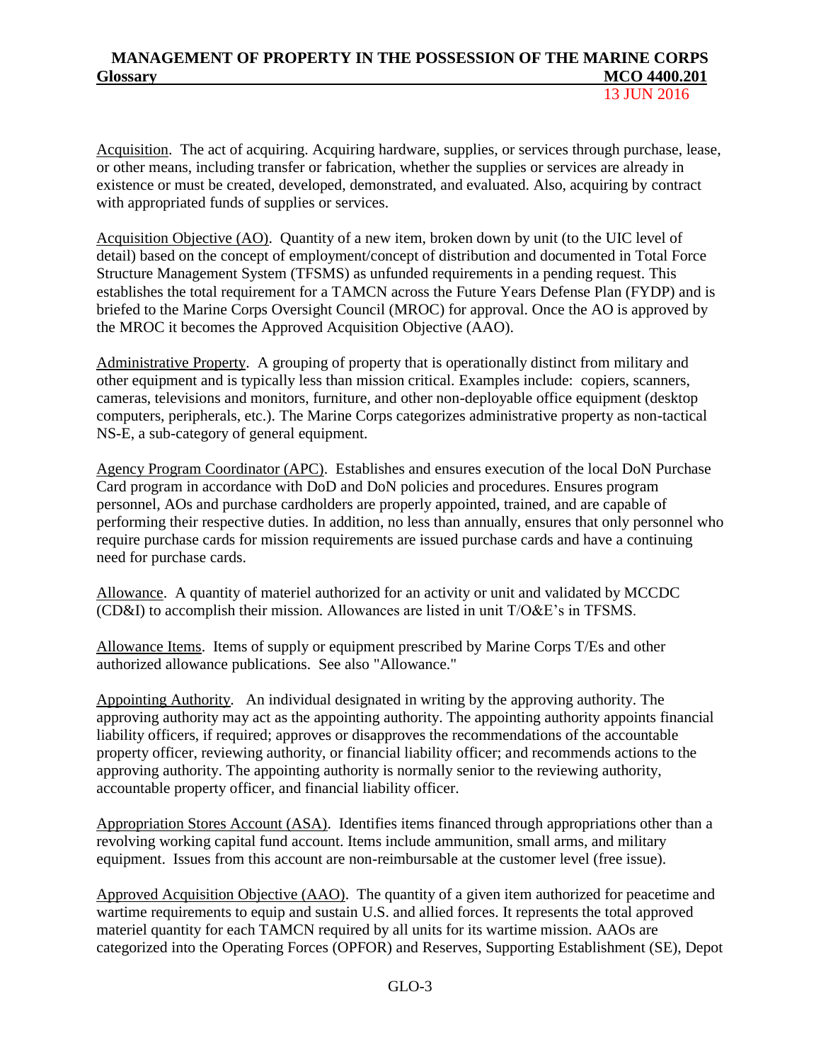Acquisition. The act of acquiring. Acquiring hardware, supplies, or services through purchase, lease, or other means, including transfer or fabrication, whether the supplies or services are already in existence or must be created, developed, demonstrated, and evaluated. Also, acquiring by contract with appropriated funds of supplies or services.

Acquisition Objective (AO). Quantity of a new item, broken down by unit (to the UIC level of detail) based on the concept of employment/concept of distribution and documented in Total Force Structure Management System (TFSMS) as unfunded requirements in a pending request. This establishes the total requirement for a TAMCN across the Future Years Defense Plan (FYDP) and is briefed to the Marine Corps Oversight Council (MROC) for approval. Once the AO is approved by the MROC it becomes the Approved Acquisition Objective (AAO).

Administrative Property. A grouping of property that is operationally distinct from military and other equipment and is typically less than mission critical. Examples include: copiers, scanners, cameras, televisions and monitors, furniture, and other non-deployable office equipment (desktop computers, peripherals, etc.). The Marine Corps categorizes administrative property as non-tactical NS-E, a sub-category of general equipment.

Agency Program Coordinator (APC). Establishes and ensures execution of the local DoN Purchase Card program in accordance with DoD and DoN policies and procedures. Ensures program personnel, AOs and purchase cardholders are properly appointed, trained, and are capable of performing their respective duties. In addition, no less than annually, ensures that only personnel who require purchase cards for mission requirements are issued purchase cards and have a continuing need for purchase cards.

Allowance. A quantity of materiel authorized for an activity or unit and validated by MCCDC (CD&I) to accomplish their mission. Allowances are listed in unit T/O&E's in TFSMS.

Allowance Items. Items of supply or equipment prescribed by Marine Corps T/Es and other authorized allowance publications. See also "Allowance."

Appointing Authority. An individual designated in writing by the approving authority. The approving authority may act as the appointing authority. The appointing authority appoints financial liability officers, if required; approves or disapproves the recommendations of the accountable property officer, reviewing authority, or financial liability officer; and recommends actions to the approving authority. The appointing authority is normally senior to the reviewing authority, accountable property officer, and financial liability officer.

Appropriation Stores Account (ASA). Identifies items financed through appropriations other than a revolving working capital fund account. Items include ammunition, small arms, and military equipment. Issues from this account are non-reimbursable at the customer level (free issue).

Approved Acquisition Objective (AAO). The quantity of a given item authorized for peacetime and wartime requirements to equip and sustain U.S. and allied forces. It represents the total approved materiel quantity for each TAMCN required by all units for its wartime mission. AAOs are categorized into the Operating Forces (OPFOR) and Reserves, Supporting Establishment (SE), Depot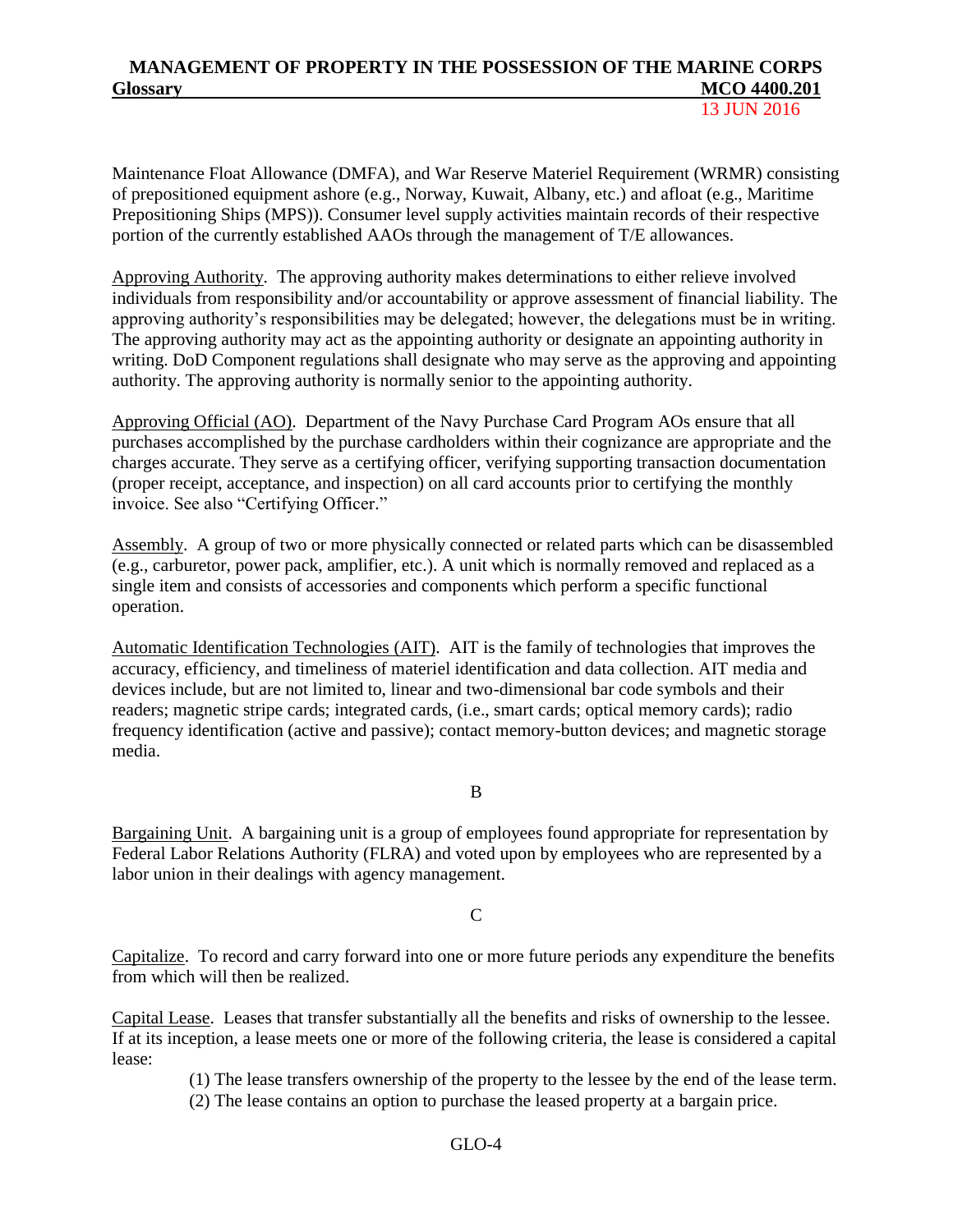Maintenance Float Allowance (DMFA), and War Reserve Materiel Requirement (WRMR) consisting of prepositioned equipment ashore (e.g., Norway, Kuwait, Albany, etc.) and afloat (e.g., Maritime Prepositioning Ships (MPS)). Consumer level supply activities maintain records of their respective portion of the currently established AAOs through the management of T/E allowances.

Approving Authority. The approving authority makes determinations to either relieve involved individuals from responsibility and/or accountability or approve assessment of financial liability. The approving authority's responsibilities may be delegated; however, the delegations must be in writing. The approving authority may act as the appointing authority or designate an appointing authority in writing. DoD Component regulations shall designate who may serve as the approving and appointing authority. The approving authority is normally senior to the appointing authority.

Approving Official (AO). Department of the Navy Purchase Card Program AOs ensure that all purchases accomplished by the purchase cardholders within their cognizance are appropriate and the charges accurate. They serve as a certifying officer, verifying supporting transaction documentation (proper receipt, acceptance, and inspection) on all card accounts prior to certifying the monthly invoice. See also "Certifying Officer."

Assembly. A group of two or more physically connected or related parts which can be disassembled (e.g., carburetor, power pack, amplifier, etc.). A unit which is normally removed and replaced as a single item and consists of accessories and components which perform a specific functional operation.

Automatic Identification Technologies (AIT). AIT is the family of technologies that improves the accuracy, efficiency, and timeliness of materiel identification and data collection. AIT media and devices include, but are not limited to, linear and two-dimensional bar code symbols and their readers; magnetic stripe cards; integrated cards, (i.e., smart cards; optical memory cards); radio frequency identification (active and passive); contact memory-button devices; and magnetic storage media.

B

Bargaining Unit. A bargaining unit is a group of employees found appropriate for representation by Federal Labor Relations Authority (FLRA) and voted upon by employees who are represented by a labor union in their dealings with agency management.

C

Capitalize. To record and carry forward into one or more future periods any expenditure the benefits from which will then be realized.

Capital Lease. Leases that transfer substantially all the benefits and risks of ownership to the lessee. If at its inception, a lease meets one or more of the following criteria, the lease is considered a capital lease:

(1) The lease transfers ownership of the property to the lessee by the end of the lease term.

(2) The lease contains an option to purchase the leased property at a bargain price.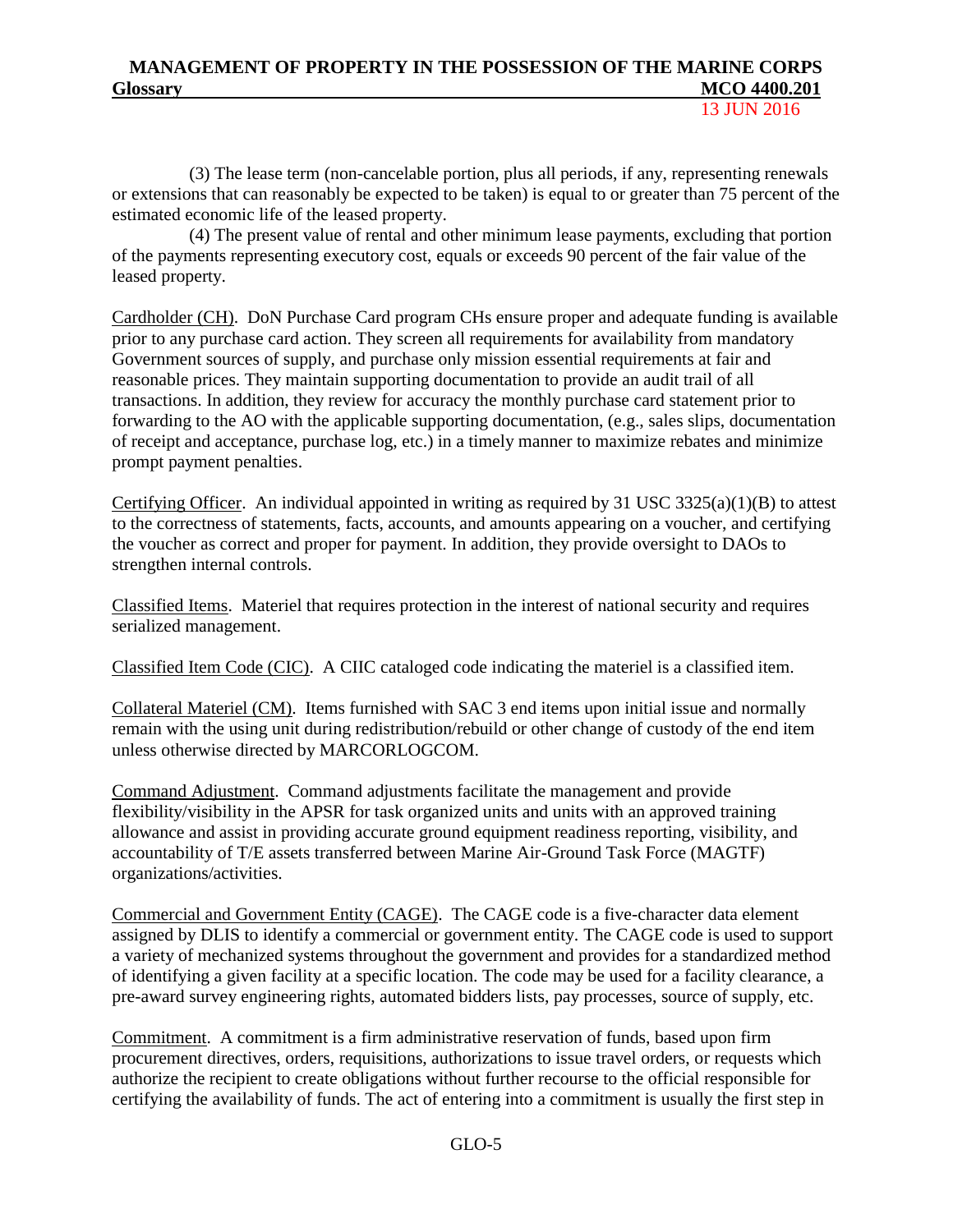(3) The lease term (non-cancelable portion, plus all periods, if any, representing renewals or extensions that can reasonably be expected to be taken) is equal to or greater than 75 percent of the estimated economic life of the leased property.

(4) The present value of rental and other minimum lease payments, excluding that portion of the payments representing executory cost, equals or exceeds 90 percent of the fair value of the leased property.

Cardholder (CH). DoN Purchase Card program CHs ensure proper and adequate funding is available prior to any purchase card action. They screen all requirements for availability from mandatory Government sources of supply, and purchase only mission essential requirements at fair and reasonable prices. They maintain supporting documentation to provide an audit trail of all transactions. In addition, they review for accuracy the monthly purchase card statement prior to forwarding to the AO with the applicable supporting documentation, (e.g., sales slips, documentation of receipt and acceptance, purchase log, etc.) in a timely manner to maximize rebates and minimize prompt payment penalties.

Certifying Officer. An individual appointed in writing as required by 31 USC 3325(a)(1)(B) to attest to the correctness of statements, facts, accounts, and amounts appearing on a voucher, and certifying the voucher as correct and proper for payment. In addition, they provide oversight to DAOs to strengthen internal controls.

Classified Items. Materiel that requires protection in the interest of national security and requires serialized management.

Classified Item Code (CIC). A CIIC cataloged code indicating the materiel is a classified item.

Collateral Materiel (CM). Items furnished with SAC 3 end items upon initial issue and normally remain with the using unit during redistribution/rebuild or other change of custody of the end item unless otherwise directed by MARCORLOGCOM.

Command Adjustment. Command adjustments facilitate the management and provide flexibility/visibility in the APSR for task organized units and units with an approved training allowance and assist in providing accurate ground equipment readiness reporting, visibility, and accountability of T/E assets transferred between Marine Air-Ground Task Force (MAGTF) organizations/activities.

Commercial and Government Entity (CAGE). The CAGE code is a five-character data element assigned by DLIS to identify a commercial or government entity. The CAGE code is used to support a variety of mechanized systems throughout the government and provides for a standardized method of identifying a given facility at a specific location. The code may be used for a facility clearance, a pre-award survey engineering rights, automated bidders lists, pay processes, source of supply, etc.

Commitment. A commitment is a firm administrative reservation of funds, based upon firm procurement directives, orders, requisitions, authorizations to issue travel orders, or requests which authorize the recipient to create obligations without further recourse to the official responsible for certifying the availability of funds. The act of entering into a commitment is usually the first step in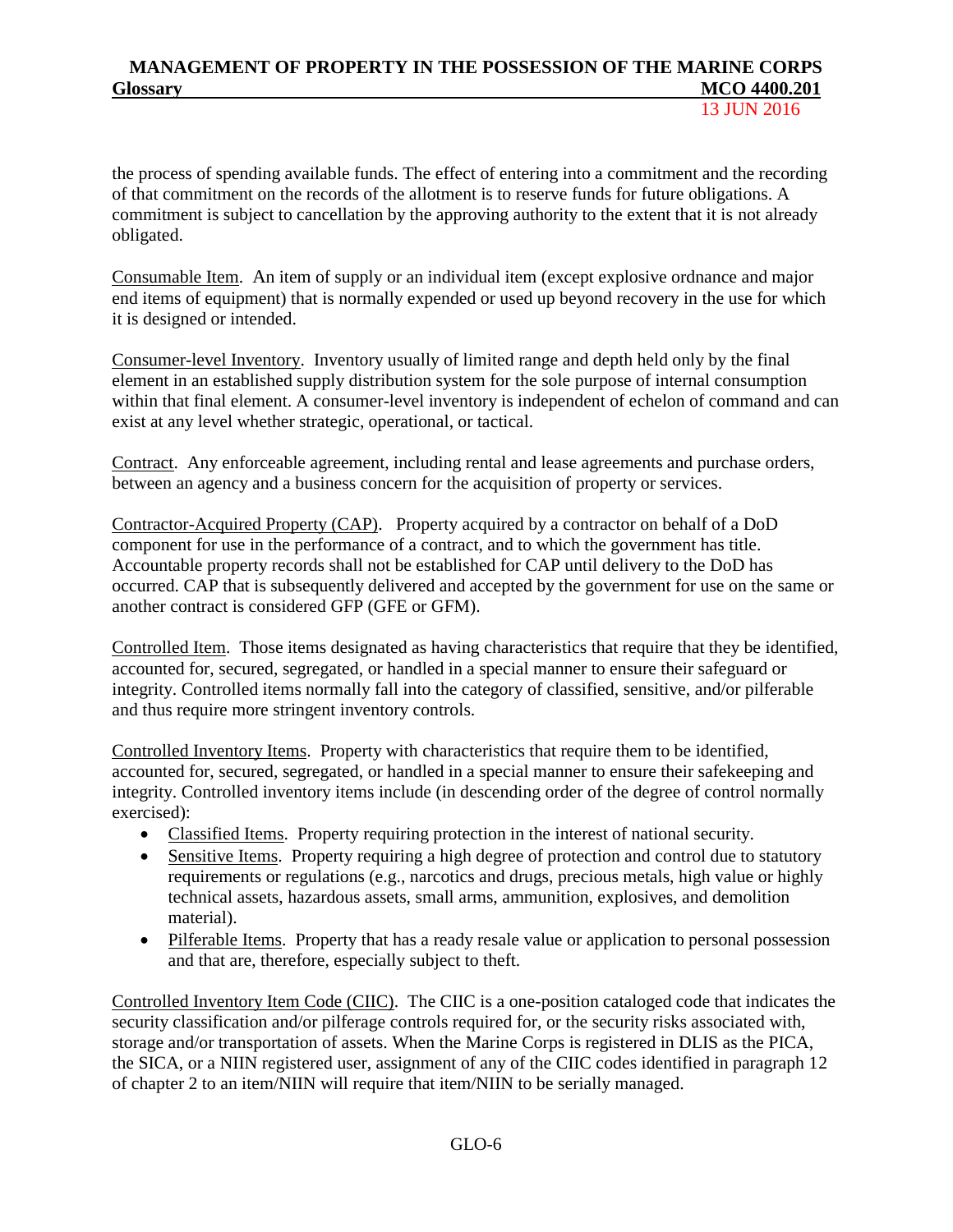the process of spending available funds. The effect of entering into a commitment and the recording of that commitment on the records of the allotment is to reserve funds for future obligations. A commitment is subject to cancellation by the approving authority to the extent that it is not already obligated.

Consumable Item. An item of supply or an individual item (except explosive ordnance and major end items of equipment) that is normally expended or used up beyond recovery in the use for which it is designed or intended.

Consumer-level Inventory. Inventory usually of limited range and depth held only by the final element in an established supply distribution system for the sole purpose of internal consumption within that final element. A consumer-level inventory is independent of echelon of command and can exist at any level whether strategic, operational, or tactical.

Contract. Any enforceable agreement, including rental and lease agreements and purchase orders, between an agency and a business concern for the acquisition of property or services.

Contractor-Acquired Property (CAP). Property acquired by a contractor on behalf of a DoD component for use in the performance of a contract, and to which the government has title. Accountable property records shall not be established for CAP until delivery to the DoD has occurred. CAP that is subsequently delivered and accepted by the government for use on the same or another contract is considered GFP (GFE or GFM).

Controlled Item. Those items designated as having characteristics that require that they be identified, accounted for, secured, segregated, or handled in a special manner to ensure their safeguard or integrity. Controlled items normally fall into the category of classified, sensitive, and/or pilferable and thus require more stringent inventory controls.

Controlled Inventory Items. Property with characteristics that require them to be identified, accounted for, secured, segregated, or handled in a special manner to ensure their safekeeping and integrity. Controlled inventory items include (in descending order of the degree of control normally exercised):

- Classified Items. Property requiring protection in the interest of national security.
- Sensitive Items. Property requiring a high degree of protection and control due to statutory requirements or regulations (e.g., narcotics and drugs, precious metals, high value or highly technical assets, hazardous assets, small arms, ammunition, explosives, and demolition material).
- Pilferable Items. Property that has a ready resale value or application to personal possession and that are, therefore, especially subject to theft.

Controlled Inventory Item Code (CIIC). The CIIC is a one-position cataloged code that indicates the security classification and/or pilferage controls required for, or the security risks associated with, storage and/or transportation of assets. When the Marine Corps is registered in DLIS as the PICA, the SICA, or a NIIN registered user, assignment of any of the CIIC codes identified in paragraph 12 of chapter 2 to an item/NIIN will require that item/NIIN to be serially managed.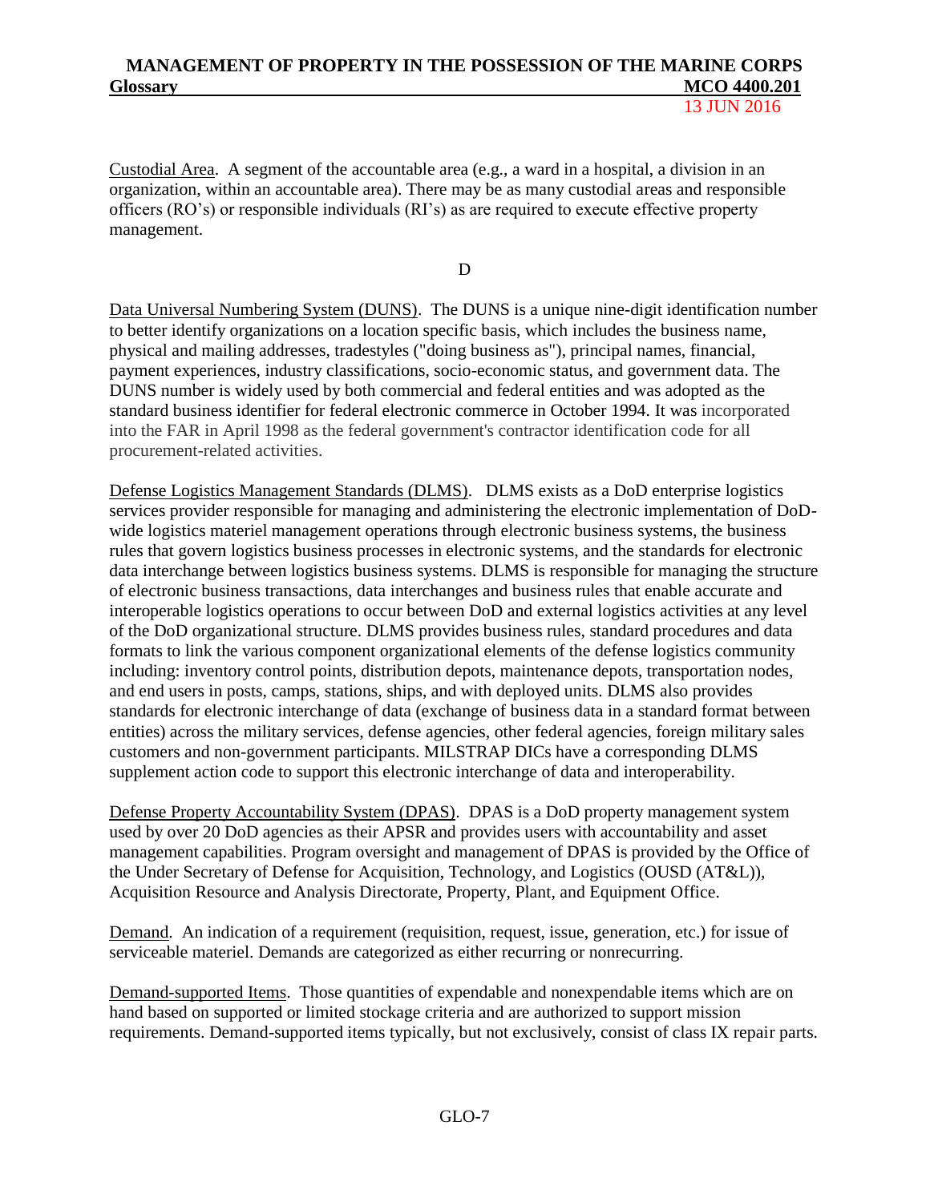Custodial Area. A segment of the accountable area (e.g., a ward in a hospital, a division in an organization, within an accountable area). There may be as many custodial areas and responsible officers (RO's) or responsible individuals (RI's) as are required to execute effective property management.

D

Data Universal Numbering System (DUNS). The DUNS is a unique nine-digit identification number to better identify organizations on a location specific basis, which includes the business name, physical and mailing addresses, tradestyles ("doing business as"), principal names, financial, payment experiences, industry classifications, socio-economic status, and government data. The DUNS number is widely used by both commercial and federal entities and was adopted as the standard business identifier for federal electronic commerce in October 1994. It was incorporated into the FAR in April 1998 as the federal government's contractor identification code for all procurement-related activities.

Defense Logistics Management Standards (DLMS). DLMS exists as a DoD enterprise logistics services provider responsible for managing and administering the electronic implementation of DoD-wide logistics materiel management operations through electronic business systems, the business rules that govern logistics business processes in electronic systems, and the standards for electronic data interchange between logistics business systems. DLMS is responsible for managing the structure of electronic business transactions, data interchanges and business rules that enable accurate and interoperable logistics operations to occur between DoD and external logistics activities at any level of the DoD organizational structure. DLMS provides business rules, standard procedures and data formats to link the various component organizational elements of the defense logistics community including: inventory control points, distribution depots, maintenance depots, transportation nodes, and end users in posts, camps, stations, ships, and with deployed units. DLMS also provides standards for electronic interchange of data (exchange of business data in a standard format between entities) across the military services, defense agencies, other federal agencies, foreign military sales customers and non-government participants. MILSTRAP DICs have a corresponding DLMS supplement action code to support this electronic interchange of data and interoperability.

Defense Property Accountability System (DPAS). DPAS is a DoD property management system used by over 20 DoD agencies as their APSR and provides users with accountability and asset management capabilities. Program oversight and management of DPAS is provided by the Office of the Under Secretary of Defense for Acquisition, Technology, and Logistics (OUSD (AT&L)), Acquisition Resource and Analysis Directorate, Property, Plant, and Equipment Office.

Demand. An indication of a requirement (requisition, request, issue, generation, etc.) for issue of serviceable materiel. Demands are categorized as either recurring or nonrecurring.

Demand-supported Items. Those quantities of expendable and nonexpendable items which are on hand based on supported or limited stockage criteria and are authorized to support mission requirements. Demand-supported items typically, but not exclusively, consist of class IX repair parts.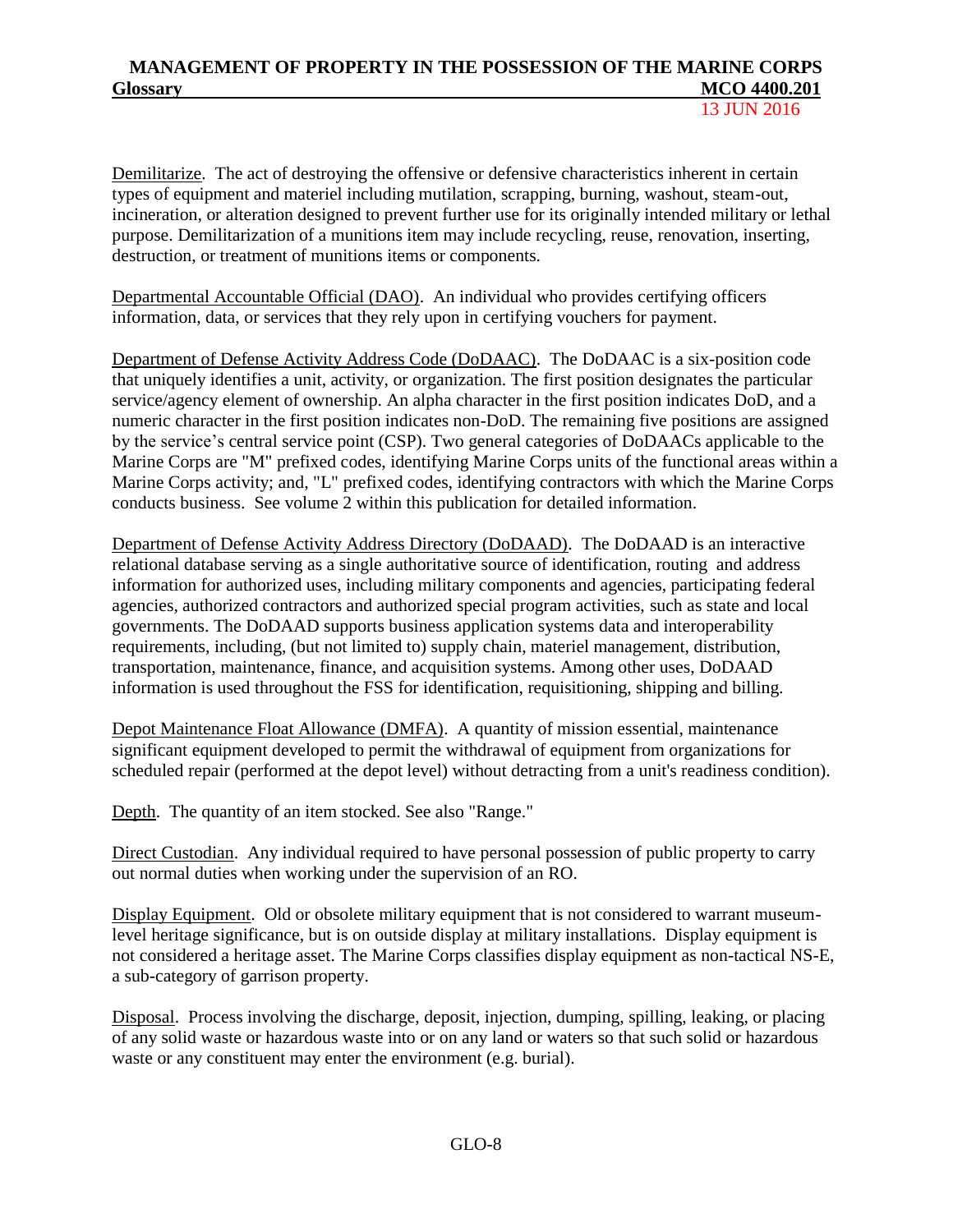Demilitarize. The act of destroying the offensive or defensive characteristics inherent in certain types of equipment and materiel including mutilation, scrapping, burning, washout, steam-out, incineration, or alteration designed to prevent further use for its originally intended military or lethal purpose. Demilitarization of a munitions item may include recycling, reuse, renovation, inserting, destruction, or treatment of munitions items or components.

Departmental Accountable Official (DAO). An individual who provides certifying officers information, data, or services that they rely upon in certifying vouchers for payment.

Department of Defense Activity Address Code (DoDAAC). The DoDAAC is a six-position code that uniquely identifies a unit, activity, or organization. The first position designates the particular service/agency element of ownership. An alpha character in the first position indicates DoD, and a numeric character in the first position indicates non-DoD. The remaining five positions are assigned by the service's central service point (CSP). Two general categories of DoDAACs applicable to the Marine Corps are "M" prefixed codes, identifying Marine Corps units of the functional areas within a Marine Corps activity; and, "L" prefixed codes, identifying contractors with which the Marine Corps conducts business. See volume 2 within this publication for detailed information.

Department of Defense Activity Address Directory (DoDAAD). The DoDAAD is an interactive relational database serving as a single authoritative source of identification, routing and address information for authorized uses, including military components and agencies, participating federal agencies, authorized contractors and authorized special program activities, such as state and local governments. The DoDAAD supports business application systems data and interoperability requirements, including, (but not limited to) supply chain, materiel management, distribution, transportation, maintenance, finance, and acquisition systems. Among other uses, DoDAAD information is used throughout the FSS for identification, requisitioning, shipping and billing.

Depot Maintenance Float Allowance (DMFA). A quantity of mission essential, maintenance significant equipment developed to permit the withdrawal of equipment from organizations for scheduled repair (performed at the depot level) without detracting from a unit's readiness condition).

Depth. The quantity of an item stocked. See also "Range."

Direct Custodian. Any individual required to have personal possession of public property to carry out normal duties when working under the supervision of an RO.

Display Equipment. Old or obsolete military equipment that is not considered to warrant museum-level heritage significance, but is on outside display at military installations. Display equipment is not considered a heritage asset. The Marine Corps classifies display equipment as non-tactical NS-E, a sub-category of garrison property.

Disposal. Process involving the discharge, deposit, injection, dumping, spilling, leaking, or placing of any solid waste or hazardous waste into or on any land or waters so that such solid or hazardous waste or any constituent may enter the environment (e.g. burial).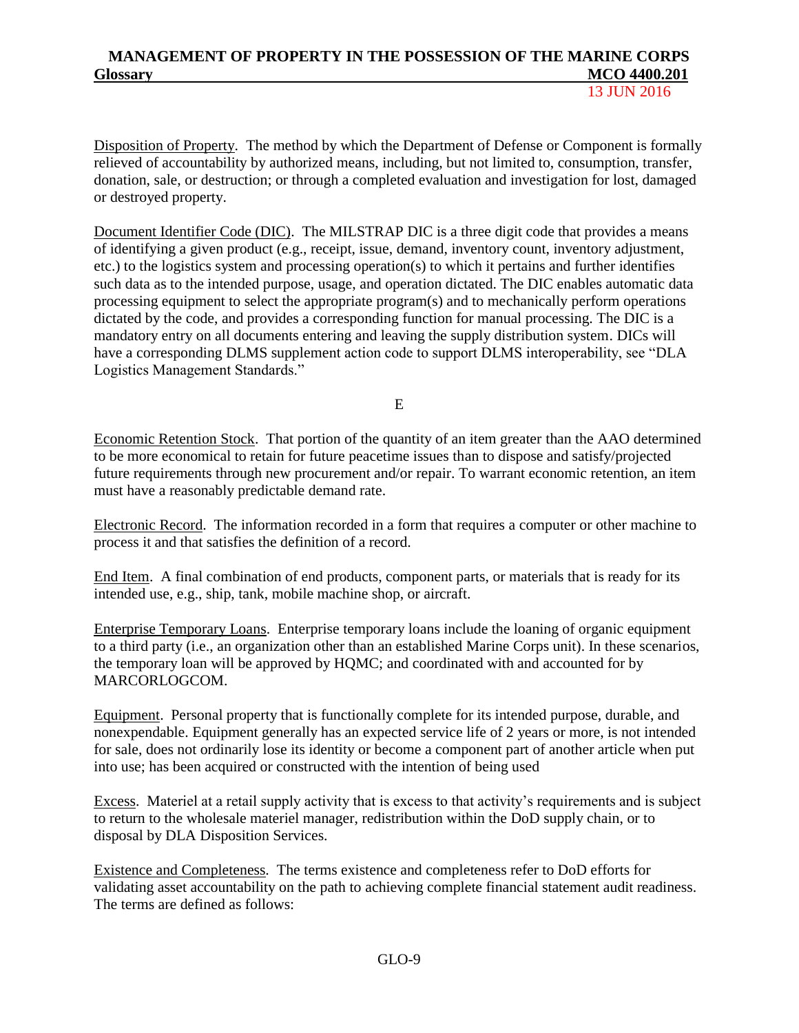Disposition of Property. The method by which the Department of Defense or Component is formally relieved of accountability by authorized means, including, but not limited to, consumption, transfer, donation, sale, or destruction; or through a completed evaluation and investigation for lost, damaged or destroyed property.

Document Identifier Code (DIC). The MILSTRAP DIC is a three digit code that provides a means of identifying a given product (e.g., receipt, issue, demand, inventory count, inventory adjustment, etc.) to the logistics system and processing operation(s) to which it pertains and further identifies such data as to the intended purpose, usage, and operation dictated. The DIC enables automatic data processing equipment to select the appropriate program(s) and to mechanically perform operations dictated by the code, and provides a corresponding function for manual processing. The DIC is a mandatory entry on all documents entering and leaving the supply distribution system. DICs will have a corresponding DLMS supplement action code to support DLMS interoperability, see "DLA Logistics Management Standards."

E

Economic Retention Stock. That portion of the quantity of an item greater than the AAO determined to be more economical to retain for future peacetime issues than to dispose and satisfy/projected future requirements through new procurement and/or repair. To warrant economic retention, an item must have a reasonably predictable demand rate.

Electronic Record. The information recorded in a form that requires a computer or other machine to process it and that satisfies the definition of a record.

End Item. A final combination of end products, component parts, or materials that is ready for its intended use, e.g., ship, tank, mobile machine shop, or aircraft.

Enterprise Temporary Loans. Enterprise temporary loans include the loaning of organic equipment to a third party (i.e., an organization other than an established Marine Corps unit). In these scenarios, the temporary loan will be approved by HQMC; and coordinated with and accounted for by MARCORLOGCOM.

Equipment. Personal property that is functionally complete for its intended purpose, durable, and nonexpendable. Equipment generally has an expected service life of 2 years or more, is not intended for sale, does not ordinarily lose its identity or become a component part of another article when put into use; has been acquired or constructed with the intention of being used

Excess. Materiel at a retail supply activity that is excess to that activity's requirements and is subject to return to the wholesale materiel manager, redistribution within the DoD supply chain, or to disposal by DLA Disposition Services.

Existence and Completeness. The terms existence and completeness refer to DoD efforts for validating asset accountability on the path to achieving complete financial statement audit readiness. The terms are defined as follows: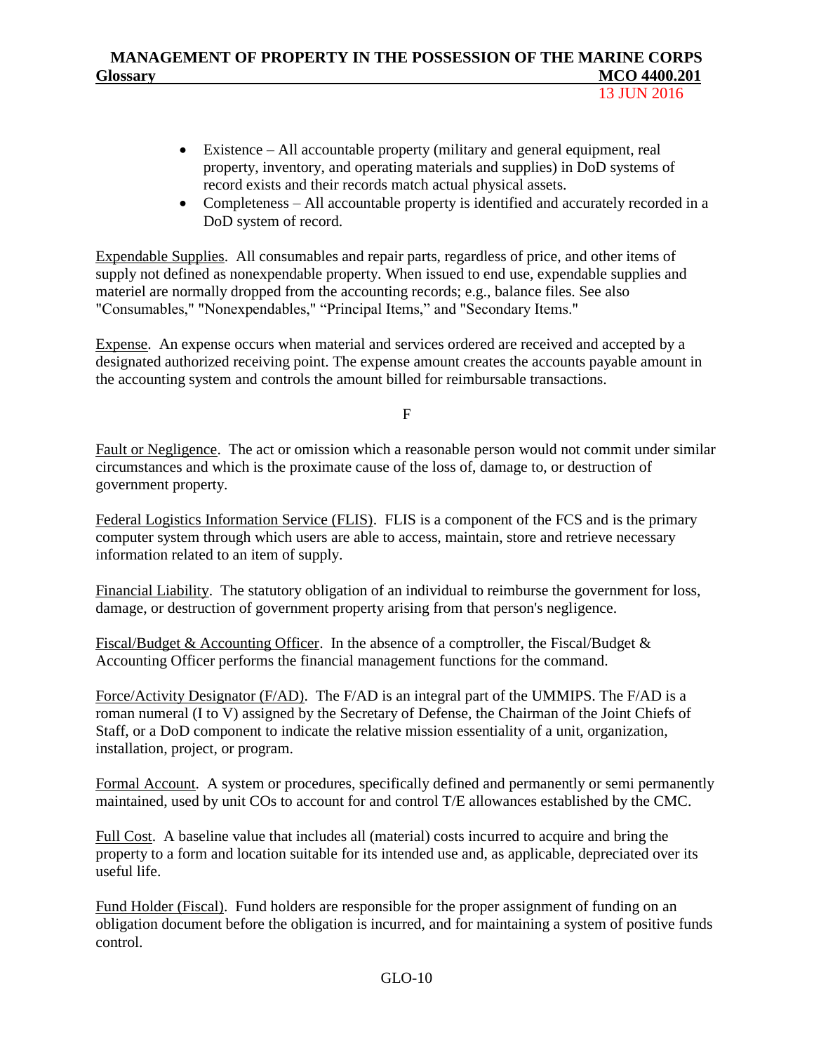- Existence – All accountable property (military and general equipment, real property, inventory, and operating materials and supplies) in DoD systems of record exists and their records match actual physical assets.
- Completeness – All accountable property is identified and accurately recorded in a DoD system of record.

Expendable Supplies. All consumables and repair parts, regardless of price, and other items of supply not defined as nonexpendable property. When issued to end use, expendable supplies and materiel are normally dropped from the accounting records; e.g., balance files. See also "Consumables," "Nonexpendables," "Principal Items," and "Secondary Items."

Expense. An expense occurs when material and services ordered are received and accepted by a designated authorized receiving point. The expense amount creates the accounts payable amount in the accounting system and controls the amount billed for reimbursable transactions.

F

Fault or Negligence. The act or omission which a reasonable person would not commit under similar circumstances and which is the proximate cause of the loss of, damage to, or destruction of government property.

Federal Logistics Information Service (FLIS). FLIS is a component of the FCS and is the primary computer system through which users are able to access, maintain, store and retrieve necessary information related to an item of supply.

Financial Liability. The statutory obligation of an individual to reimburse the government for loss, damage, or destruction of government property arising from that person's negligence.

Fiscal/Budget & Accounting Officer. In the absence of a comptroller, the Fiscal/Budget & Accounting Officer performs the financial management functions for the command.

Force/Activity Designator (F/AD). The F/AD is an integral part of the UMMIPS. The F/AD is a roman numeral (I to V) assigned by the Secretary of Defense, the Chairman of the Joint Chiefs of Staff, or a DoD component to indicate the relative mission essentiality of a unit, organization, installation, project, or program.

Formal Account. A system or procedures, specifically defined and permanently or semi permanently maintained, used by unit COs to account for and control T/E allowances established by the CMC.

Full Cost. A baseline value that includes all (material) costs incurred to acquire and bring the property to a form and location suitable for its intended use and, as applicable, depreciated over its useful life.

Fund Holder (Fiscal). Fund holders are responsible for the proper assignment of funding on an obligation document before the obligation is incurred, and for maintaining a system of positive funds control.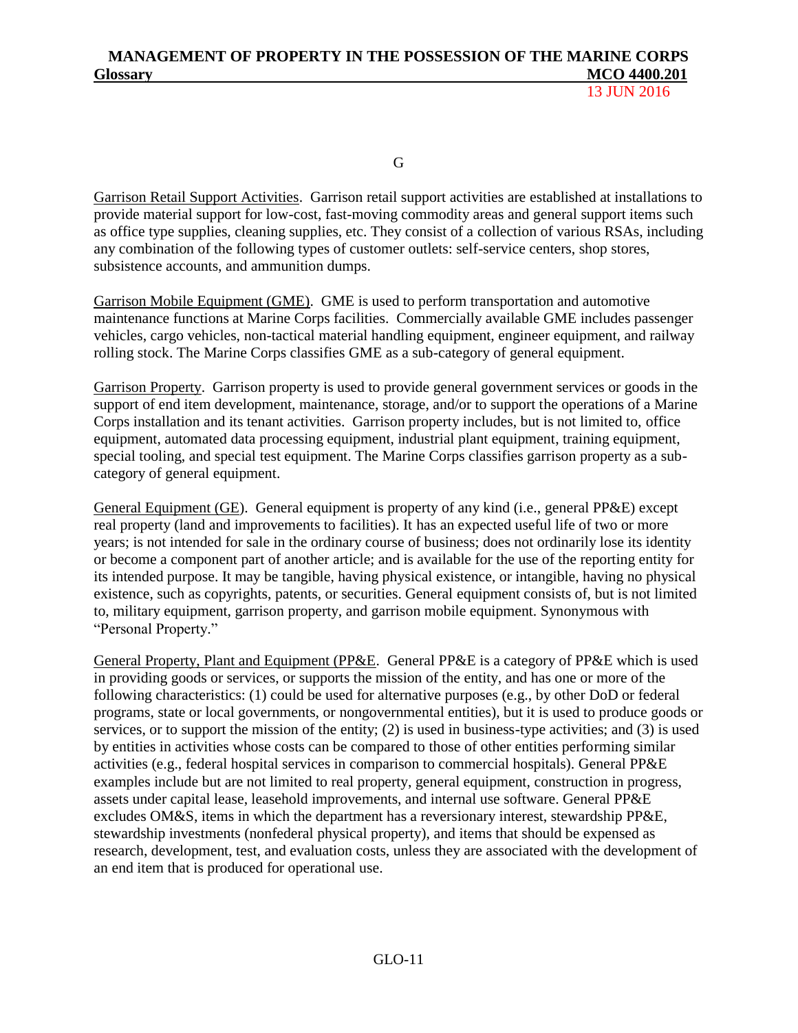G

Garrison Retail Support Activities. Garrison retail support activities are established at installations to provide material support for low-cost, fast-moving commodity areas and general support items such as office type supplies, cleaning supplies, etc. They consist of a collection of various RSAs, including any combination of the following types of customer outlets: self-service centers, shop stores, subsistence accounts, and ammunition dumps.

Garrison Mobile Equipment (GME). GME is used to perform transportation and automotive maintenance functions at Marine Corps facilities. Commercially available GME includes passenger vehicles, cargo vehicles, non-tactical material handling equipment, engineer equipment, and railway rolling stock. The Marine Corps classifies GME as a sub-category of general equipment.

Garrison Property. Garrison property is used to provide general government services or goods in the support of end item development, maintenance, storage, and/or to support the operations of a Marine Corps installation and its tenant activities. Garrison property includes, but is not limited to, office equipment, automated data processing equipment, industrial plant equipment, training equipment, special tooling, and special test equipment. The Marine Corps classifies garrison property as a sub-category of general equipment.

General Equipment (GE). General equipment is property of any kind (i.e., general PP&E) except real property (land and improvements to facilities). It has an expected useful life of two or more years; is not intended for sale in the ordinary course of business; does not ordinarily lose its identity or become a component part of another article; and is available for the use of the reporting entity for its intended purpose. It may be tangible, having physical existence, or intangible, having no physical existence, such as copyrights, patents, or securities. General equipment consists of, but is not limited to, military equipment, garrison property, and garrison mobile equipment. Synonymous with "Personal Property."

General Property, Plant and Equipment (PP&E. General PP&E is a category of PP&E which is used in providing goods or services, or supports the mission of the entity, and has one or more of the following characteristics: (1) could be used for alternative purposes (e.g., by other DoD or federal programs, state or local governments, or nongovernmental entities), but it is used to produce goods or services, or to support the mission of the entity; (2) is used in business-type activities; and (3) is used by entities in activities whose costs can be compared to those of other entities performing similar activities (e.g., federal hospital services in comparison to commercial hospitals). General PP&E examples include but are not limited to real property, general equipment, construction in progress, assets under capital lease, leasehold improvements, and internal use software. General PP&E excludes OM&S, items in which the department has a reversionary interest, stewardship PP&E, stewardship investments (nonfederal physical property), and items that should be expensed as research, development, test, and evaluation costs, unless they are associated with the development of an end item that is produced for operational use.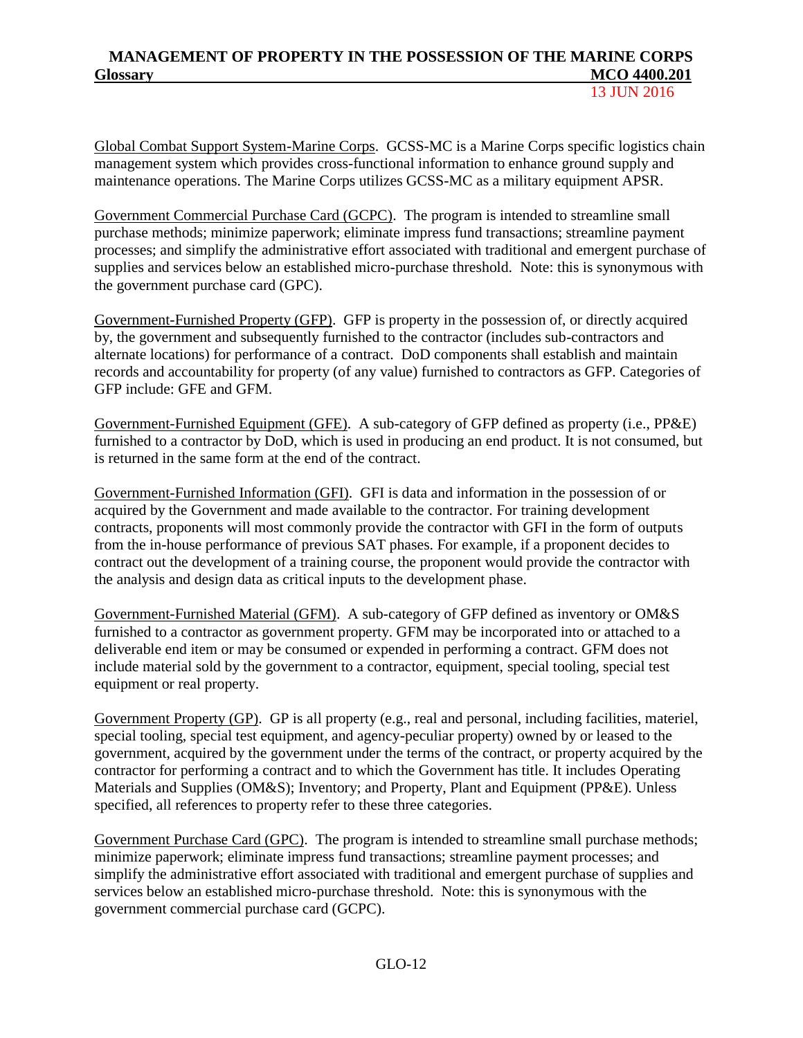<u>Global Combat Support System-Marine Corps</u>. GCSS-MC is a Marine Corps specific logistics chain management system which provides cross-functional information to enhance ground supply and maintenance operations. The Marine Corps utilizes GCSS-MC as a military equipment APSR.

<u>Government Commercial Purchase Card (GCPC)</u>. The program is intended to streamline small purchase methods; minimize paperwork; eliminate impress fund transactions; streamline payment processes; and simplify the administrative effort associated with traditional and emergent purchase of supplies and services below an established micro-purchase threshold. Note: this is synonymous with the government purchase card (GPC).

<u>Government-Furnished Property (GFP)</u>. GFP is property in the possession of, or directly acquired by, the government and subsequently furnished to the contractor (includes sub-contractors and alternate locations) for performance of a contract. DoD components shall establish and maintain records and accountability for property (of any value) furnished to contractors as GFP. Categories of GFP include: GFE and GFM.

<u>Government-Furnished Equipment (GFE)</u>. A sub-category of GFP defined as property (i.e., PP&E) furnished to a contractor by DoD, which is used in producing an end product. It is not consumed, but is returned in the same form at the end of the contract.

<u>Government-Furnished Information (GFI)</u>. GFI is data and information in the possession of or acquired by the Government and made available to the contractor. For training development contracts, proponents will most commonly provide the contractor with GFI in the form of outputs from the in-house performance of previous SAT phases. For example, if a proponent decides to contract out the development of a training course, the proponent would provide the contractor with the analysis and design data as critical inputs to the development phase.

<u>Government-Furnished Material (GFM)</u>. A sub-category of GFP defined as inventory or OM&S furnished to a contractor as government property. GFM may be incorporated into or attached to a deliverable end item or may be consumed or expended in performing a contract. GFM does not include material sold by the government to a contractor, equipment, special tooling, special test equipment or real property.

<u>Government Property (GP)</u>. GP is all property (e.g., real and personal, including facilities, materiel, special tooling, special test equipment, and agency-peculiar property) owned by or leased to the government, acquired by the government under the terms of the contract, or property acquired by the contractor for performing a contract and to which the Government has title. It includes Operating Materials and Supplies (OM&S); Inventory; and Property, Plant and Equipment (PP&E). Unless specified, all references to property refer to these three categories.

<u>Government Purchase Card (GPC)</u>. The program is intended to streamline small purchase methods; minimize paperwork; eliminate impress fund transactions; streamline payment processes; and simplify the administrative effort associated with traditional and emergent purchase of supplies and services below an established micro-purchase threshold. Note: this is synonymous with the government commercial purchase card (GCPC).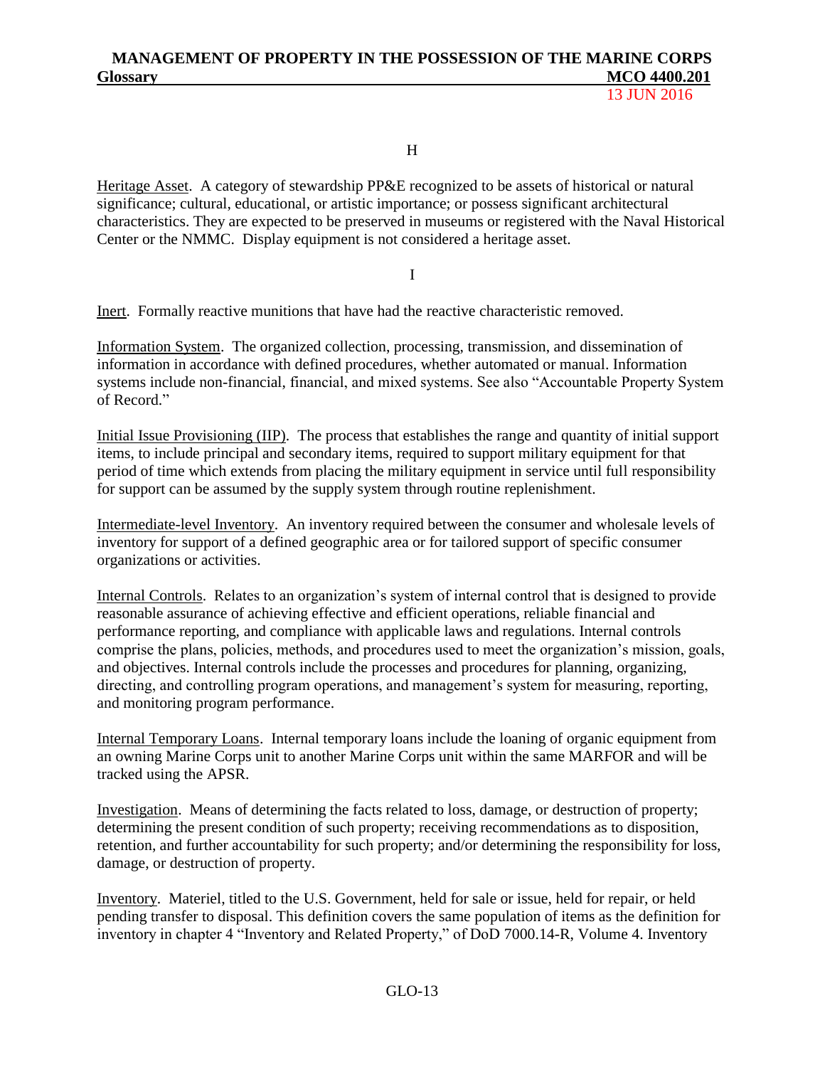H

Heritage Asset. A category of stewardship PP&E recognized to be assets of historical or natural significance; cultural, educational, or artistic importance; or possess significant architectural characteristics. They are expected to be preserved in museums or registered with the Naval Historical Center or the NMMC. Display equipment is not considered a heritage asset.

I

Inert. Formally reactive munitions that have had the reactive characteristic removed.

Information System. The organized collection, processing, transmission, and dissemination of information in accordance with defined procedures, whether automated or manual. Information systems include non-financial, financial, and mixed systems. See also "Accountable Property System of Record."

Initial Issue Provisioning (IIP). The process that establishes the range and quantity of initial support items, to include principal and secondary items, required to support military equipment for that period of time which extends from placing the military equipment in service until full responsibility for support can be assumed by the supply system through routine replenishment.

Intermediate-level Inventory. An inventory required between the consumer and wholesale levels of inventory for support of a defined geographic area or for tailored support of specific consumer organizations or activities.

Internal Controls. Relates to an organization's system of internal control that is designed to provide reasonable assurance of achieving effective and efficient operations, reliable financial and performance reporting, and compliance with applicable laws and regulations. Internal controls comprise the plans, policies, methods, and procedures used to meet the organization's mission, goals, and objectives. Internal controls include the processes and procedures for planning, organizing, directing, and controlling program operations, and management's system for measuring, reporting, and monitoring program performance.

Internal Temporary Loans. Internal temporary loans include the loaning of organic equipment from an owning Marine Corps unit to another Marine Corps unit within the same MARFOR and will be tracked using the APSR.

Investigation. Means of determining the facts related to loss, damage, or destruction of property; determining the present condition of such property; receiving recommendations as to disposition, retention, and further accountability for such property; and/or determining the responsibility for loss, damage, or destruction of property.

Inventory. Materiel, titled to the U.S. Government, held for sale or issue, held for repair, or held pending transfer to disposal. This definition covers the same population of items as the definition for inventory in chapter 4 "Inventory and Related Property," of DoD 7000.14-R, Volume 4. Inventory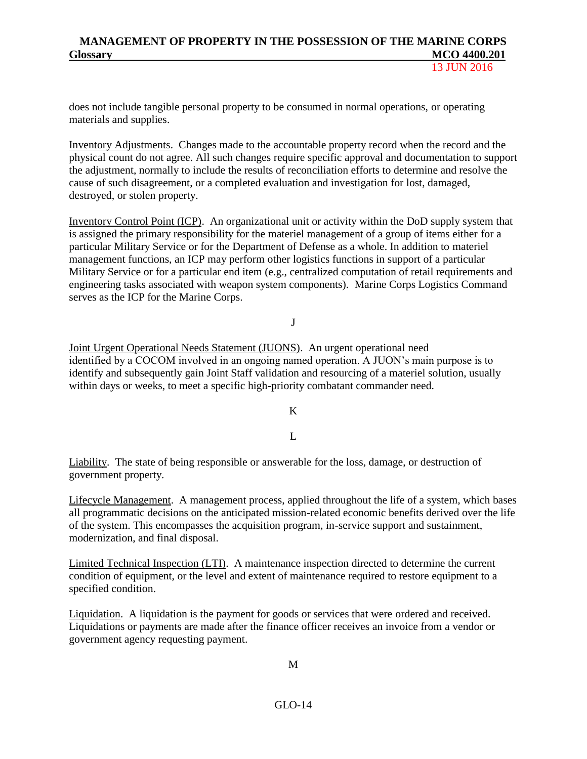does not include tangible personal property to be consumed in normal operations, or operating materials and supplies.

Inventory Adjustments. Changes made to the accountable property record when the record and the physical count do not agree. All such changes require specific approval and documentation to support the adjustment, normally to include the results of reconciliation efforts to determine and resolve the cause of such disagreement, or a completed evaluation and investigation for lost, damaged, destroyed, or stolen property.

Inventory Control Point (ICP). An organizational unit or activity within the DoD supply system that is assigned the primary responsibility for the materiel management of a group of items either for a particular Military Service or for the Department of Defense as a whole. In addition to materiel management functions, an ICP may perform other logistics functions in support of a particular Military Service or for a particular end item (e.g., centralized computation of retail requirements and engineering tasks associated with weapon system components). Marine Corps Logistics Command serves as the ICP for the Marine Corps.

J

Joint Urgent Operational Needs Statement (JUONS). An urgent operational need identified by a COCOM involved in an ongoing named operation. A JUON's main purpose is to identify and subsequently gain Joint Staff validation and resourcing of a materiel solution, usually within days or weeks, to meet a specific high-priority combatant commander need.

K

L

Liability. The state of being responsible or answerable for the loss, damage, or destruction of government property.

Lifecycle Management. A management process, applied throughout the life of a system, which bases all programmatic decisions on the anticipated mission-related economic benefits derived over the life of the system. This encompasses the acquisition program, in-service support and sustainment, modernization, and final disposal.

Limited Technical Inspection (LTI). A maintenance inspection directed to determine the current condition of equipment, or the level and extent of maintenance required to restore equipment to a specified condition.

Liquidation. A liquidation is the payment for goods or services that were ordered and received. Liquidations or payments are made after the finance officer receives an invoice from a vendor or government agency requesting payment.

M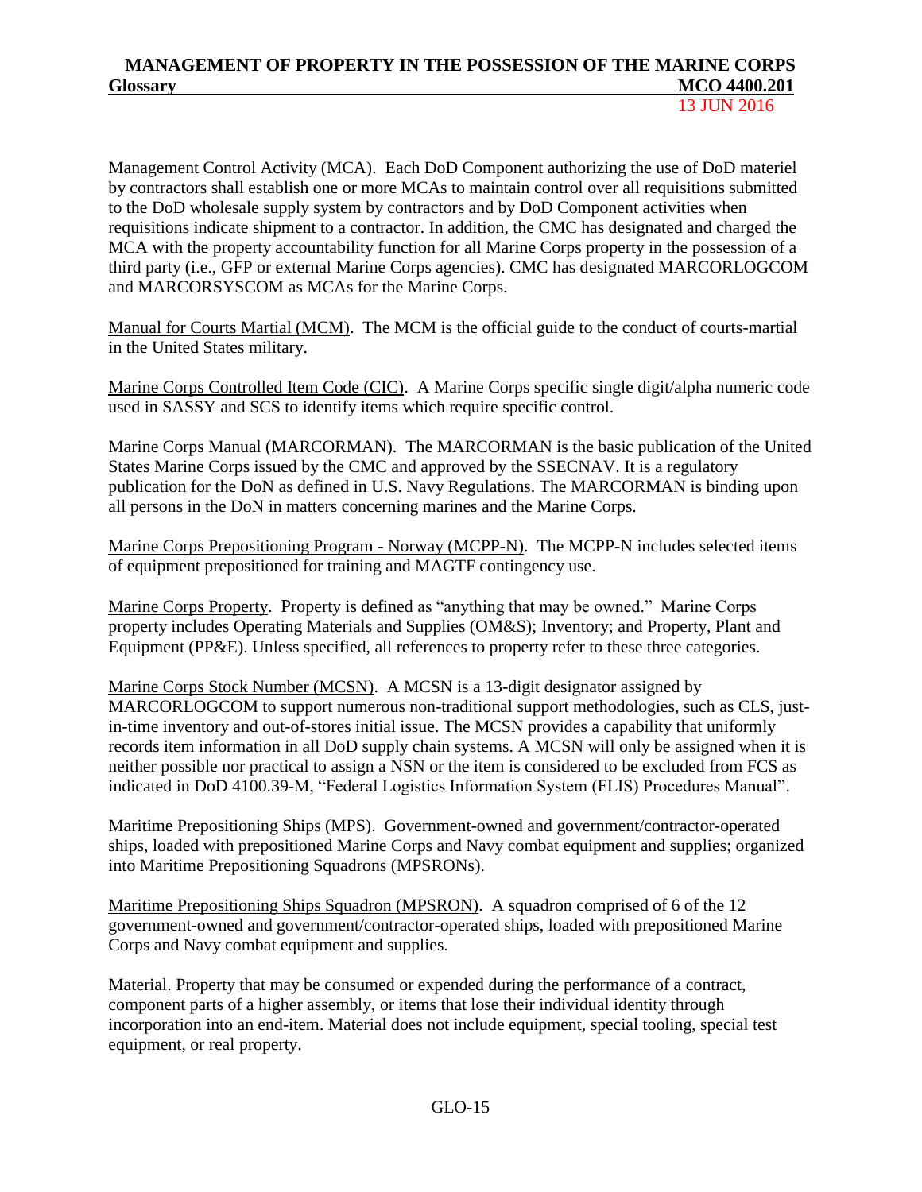Management Control Activity (MCA). Each DoD Component authorizing the use of DoD materiel by contractors shall establish one or more MCAs to maintain control over all requisitions submitted to the DoD wholesale supply system by contractors and by DoD Component activities when requisitions indicate shipment to a contractor. In addition, the CMC has designated and charged the MCA with the property accountability function for all Marine Corps property in the possession of a third party (i.e., GFP or external Marine Corps agencies). CMC has designated MARCORLOGCOM and MARCORSYSCOM as MCAs for the Marine Corps.

Manual for Courts Martial (MCM). The MCM is the official guide to the conduct of courts-martial in the United States military.

Marine Corps Controlled Item Code (CIC). A Marine Corps specific single digit/alpha numeric code used in SASSY and SCS to identify items which require specific control.

Marine Corps Manual (MARCORMAN). The MARCORMAN is the basic publication of the United States Marine Corps issued by the CMC and approved by the SSECNAV. It is a regulatory publication for the DoN as defined in U.S. Navy Regulations. The MARCORMAN is binding upon all persons in the DoN in matters concerning marines and the Marine Corps.

Marine Corps Prepositioning Program - Norway (MCPP-N). The MCPP-N includes selected items of equipment prepositioned for training and MAGTF contingency use.

Marine Corps Property. Property is defined as "anything that may be owned." Marine Corps property includes Operating Materials and Supplies (OM&S); Inventory; and Property, Plant and Equipment (PP&E). Unless specified, all references to property refer to these three categories.

Marine Corps Stock Number (MCSN). A MCSN is a 13-digit designator assigned by MARCORLOGCOM to support numerous non-traditional support methodologies, such as CLS, just-in-time inventory and out-of-stores initial issue. The MCSN provides a capability that uniformly records item information in all DoD supply chain systems. A MCSN will only be assigned when it is neither possible nor practical to assign a NSN or the item is considered to be excluded from FCS as indicated in DoD 4100.39-M, "Federal Logistics Information System (FLIS) Procedures Manual".

Maritime Prepositioning Ships (MPS). Government-owned and government/contractor-operated ships, loaded with prepositioned Marine Corps and Navy combat equipment and supplies; organized into Maritime Prepositioning Squadrons (MPSRONs).

Maritime Prepositioning Ships Squadron (MPSRON). A squadron comprised of 6 of the 12 government-owned and government/contractor-operated ships, loaded with prepositioned Marine Corps and Navy combat equipment and supplies.

Material. Property that may be consumed or expended during the performance of a contract, component parts of a higher assembly, or items that lose their individual identity through incorporation into an end-item. Material does not include equipment, special tooling, special test equipment, or real property.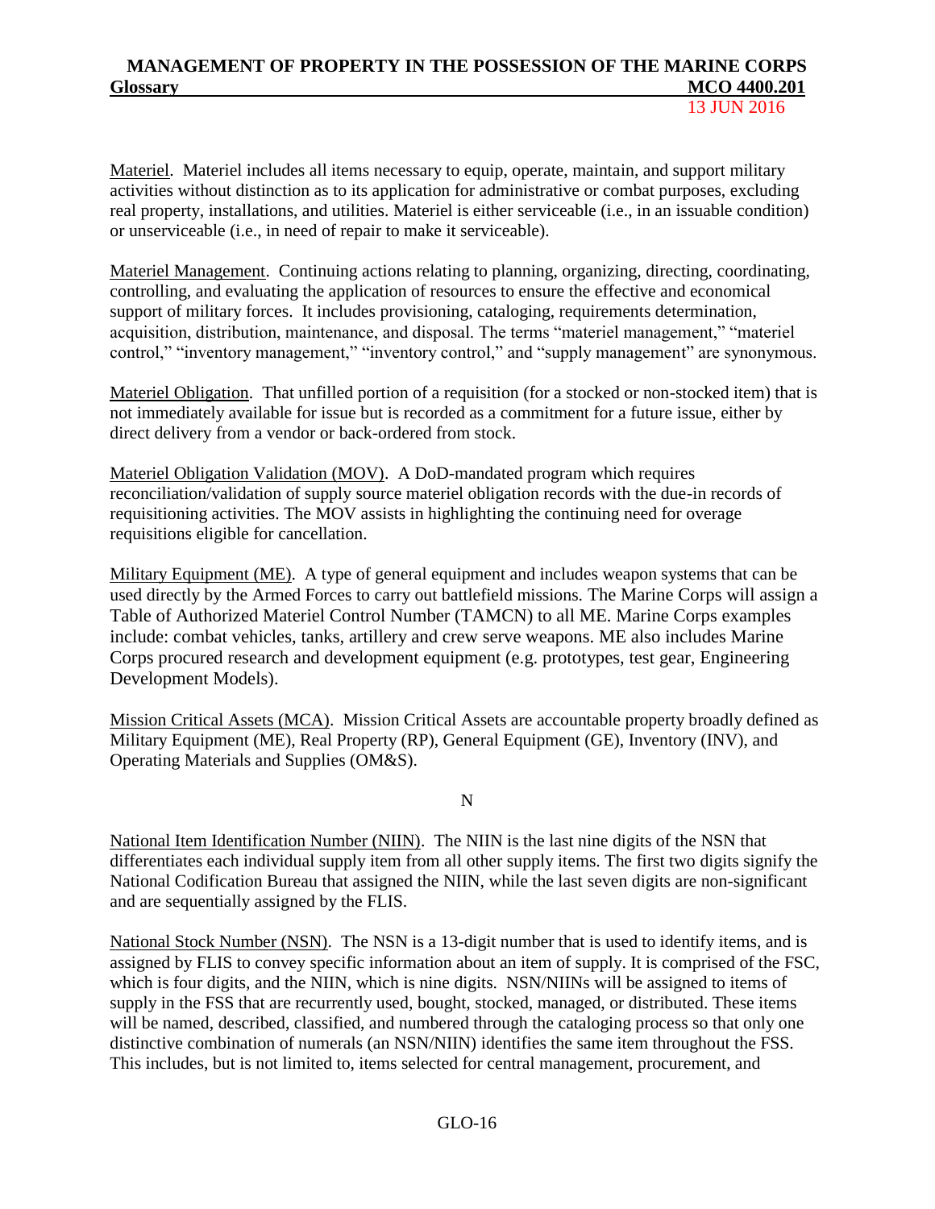Materiel. Materiel includes all items necessary to equip, operate, maintain, and support military activities without distinction as to its application for administrative or combat purposes, excluding real property, installations, and utilities. Materiel is either serviceable (i.e., in an issuable condition) or unserviceable (i.e., in need of repair to make it serviceable).

Materiel Management. Continuing actions relating to planning, organizing, directing, coordinating, controlling, and evaluating the application of resources to ensure the effective and economical support of military forces. It includes provisioning, cataloging, requirements determination, acquisition, distribution, maintenance, and disposal. The terms "materiel management," "materiel control," "inventory management," "inventory control," and "supply management" are synonymous.

Materiel Obligation. That unfilled portion of a requisition (for a stocked or non-stocked item) that is not immediately available for issue but is recorded as a commitment for a future issue, either by direct delivery from a vendor or back-ordered from stock.

Materiel Obligation Validation (MOV). A DoD-mandated program which requires reconciliation/validation of supply source materiel obligation records with the due-in records of requisitioning activities. The MOV assists in highlighting the continuing need for overage requisitions eligible for cancellation.

Military Equipment (ME). A type of general equipment and includes weapon systems that can be used directly by the Armed Forces to carry out battlefield missions. The Marine Corps will assign a Table of Authorized Materiel Control Number (TAMCN) to all ME. Marine Corps examples include: combat vehicles, tanks, artillery and crew serve weapons. ME also includes Marine Corps procured research and development equipment (e.g. prototypes, test gear, Engineering Development Models).

Mission Critical Assets (MCA). Mission Critical Assets are accountable property broadly defined as Military Equipment (ME), Real Property (RP), General Equipment (GE), Inventory (INV), and Operating Materials and Supplies (OM&S).

N

National Item Identification Number (NIIN). The NIIN is the last nine digits of the NSN that differentiates each individual supply item from all other supply items. The first two digits signify the National Codification Bureau that assigned the NIIN, while the last seven digits are non-significant and are sequentially assigned by the FLIS.

National Stock Number (NSN). The NSN is a 13-digit number that is used to identify items, and is assigned by FLIS to convey specific information about an item of supply. It is comprised of the FSC, which is four digits, and the NIIN, which is nine digits. NSN/NIINs will be assigned to items of supply in the FSS that are recurrently used, bought, stocked, managed, or distributed. These items will be named, described, classified, and numbered through the cataloging process so that only one distinctive combination of numerals (an NSN/NIIN) identifies the same item throughout the FSS. This includes, but is not limited to, items selected for central management, procurement, and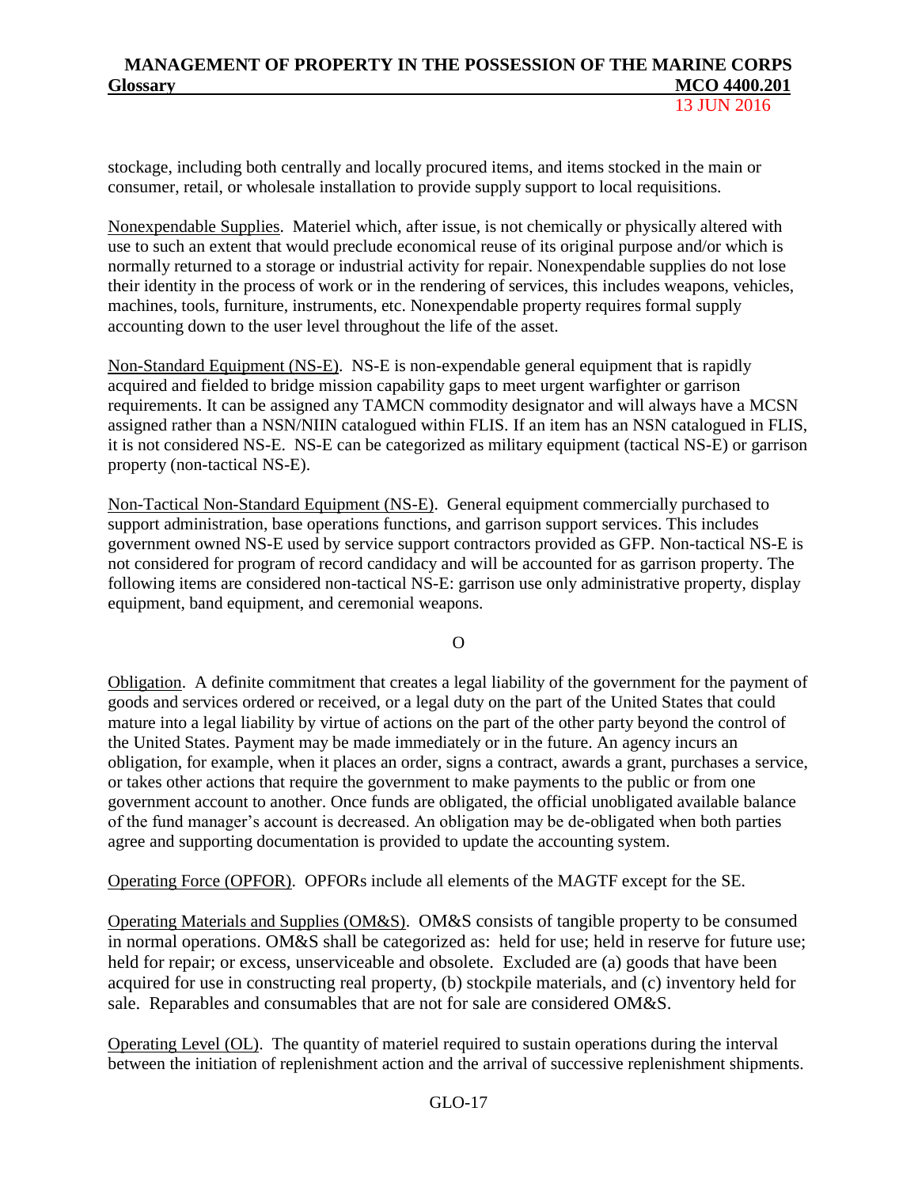stockage, including both centrally and locally procured items, and items stocked in the main or consumer, retail, or wholesale installation to provide supply support to local requisitions.

Nonexpendable Supplies. Materiel which, after issue, is not chemically or physically altered with use to such an extent that would preclude economical reuse of its original purpose and/or which is normally returned to a storage or industrial activity for repair. Nonexpendable supplies do not lose their identity in the process of work or in the rendering of services, this includes weapons, vehicles, machines, tools, furniture, instruments, etc. Nonexpendable property requires formal supply accounting down to the user level throughout the life of the asset.

Non-Standard Equipment (NS-E). NS-E is non-expendable general equipment that is rapidly acquired and fielded to bridge mission capability gaps to meet urgent warfighter or garrison requirements. It can be assigned any TAMCN commodity designator and will always have a MCSN assigned rather than a NSN/NIIN catalogued within FLIS. If an item has an NSN catalogued in FLIS, it is not considered NS-E. NS-E can be categorized as military equipment (tactical NS-E) or garrison property (non-tactical NS-E).

Non-Tactical Non-Standard Equipment (NS-E). General equipment commercially purchased to support administration, base operations functions, and garrison support services. This includes government owned NS-E used by service support contractors provided as GFP. Non-tactical NS-E is not considered for program of record candidacy and will be accounted for as garrison property. The following items are considered non-tactical NS-E: garrison use only administrative property, display equipment, band equipment, and ceremonial weapons.

O

Obligation. A definite commitment that creates a legal liability of the government for the payment of goods and services ordered or received, or a legal duty on the part of the United States that could mature into a legal liability by virtue of actions on the part of the other party beyond the control of the United States. Payment may be made immediately or in the future. An agency incurs an obligation, for example, when it places an order, signs a contract, awards a grant, purchases a service, or takes other actions that require the government to make payments to the public or from one government account to another. Once funds are obligated, the official unobligated available balance of the fund manager's account is decreased. An obligation may be de-obligated when both parties agree and supporting documentation is provided to update the accounting system.

Operating Force (OPFOR). OPFORs include all elements of the MAGTF except for the SE.

Operating Materials and Supplies (OM&S). OM&S consists of tangible property to be consumed in normal operations. OM&S shall be categorized as: held for use; held in reserve for future use; held for repair; or excess, unserviceable and obsolete. Excluded are (a) goods that have been acquired for use in constructing real property, (b) stockpile materials, and (c) inventory held for sale. Reparables and consumables that are not for sale are considered OM&S.

Operating Level (OL). The quantity of materiel required to sustain operations during the interval between the initiation of replenishment action and the arrival of successive replenishment shipments.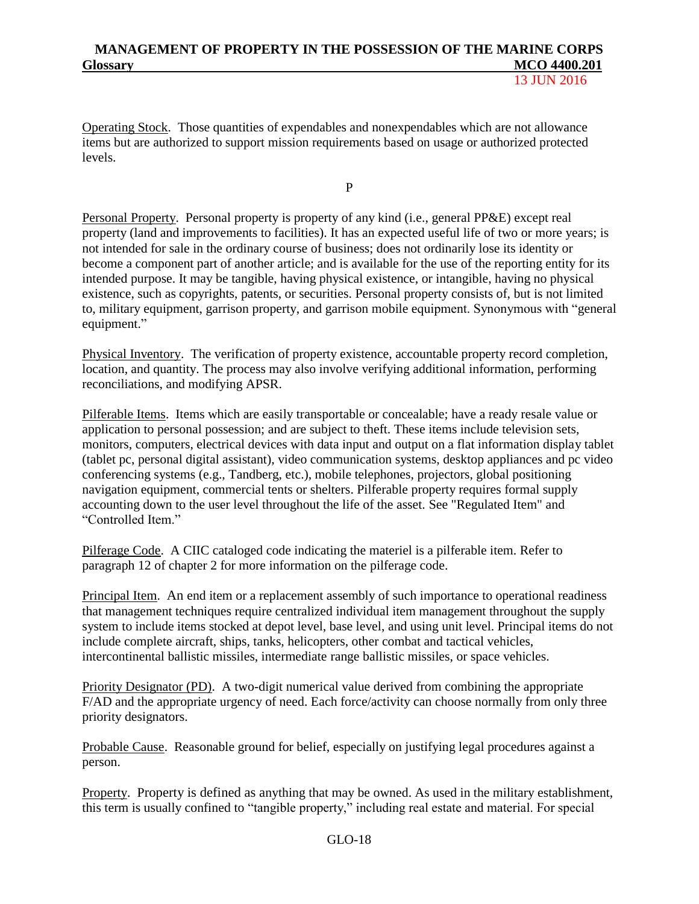Operating Stock. Those quantities of expendables and nonexpendables which are not allowance items but are authorized to support mission requirements based on usage or authorized protected levels.

P

Personal Property. Personal property is property of any kind (i.e., general PP&E) except real property (land and improvements to facilities). It has an expected useful life of two or more years; is not intended for sale in the ordinary course of business; does not ordinarily lose its identity or become a component part of another article; and is available for the use of the reporting entity for its intended purpose. It may be tangible, having physical existence, or intangible, having no physical existence, such as copyrights, patents, or securities. Personal property consists of, but is not limited to, military equipment, garrison property, and garrison mobile equipment. Synonymous with "general equipment."

Physical Inventory. The verification of property existence, accountable property record completion, location, and quantity. The process may also involve verifying additional information, performing reconciliations, and modifying APSR.

Pilferable Items. Items which are easily transportable or concealable; have a ready resale value or application to personal possession; and are subject to theft. These items include television sets, monitors, computers, electrical devices with data input and output on a flat information display tablet (tablet pc, personal digital assistant), video communication systems, desktop appliances and pc video conferencing systems (e.g., Tandberg, etc.), mobile telephones, projectors, global positioning navigation equipment, commercial tents or shelters. Pilferable property requires formal supply accounting down to the user level throughout the life of the asset. See "Regulated Item" and "Controlled Item."

Pilferage Code. A CIIC cataloged code indicating the materiel is a pilferable item. Refer to paragraph 12 of chapter 2 for more information on the pilferage code.

Principal Item. An end item or a replacement assembly of such importance to operational readiness that management techniques require centralized individual item management throughout the supply system to include items stocked at depot level, base level, and using unit level. Principal items do not include complete aircraft, ships, tanks, helicopters, other combat and tactical vehicles, intercontinental ballistic missiles, intermediate range ballistic missiles, or space vehicles.

Priority Designator (PD). A two-digit numerical value derived from combining the appropriate F/AD and the appropriate urgency of need. Each force/activity can choose normally from only three priority designators.

Probable Cause. Reasonable ground for belief, especially on justifying legal procedures against a person.

Property. Property is defined as anything that may be owned. As used in the military establishment, this term is usually confined to "tangible property," including real estate and material. For special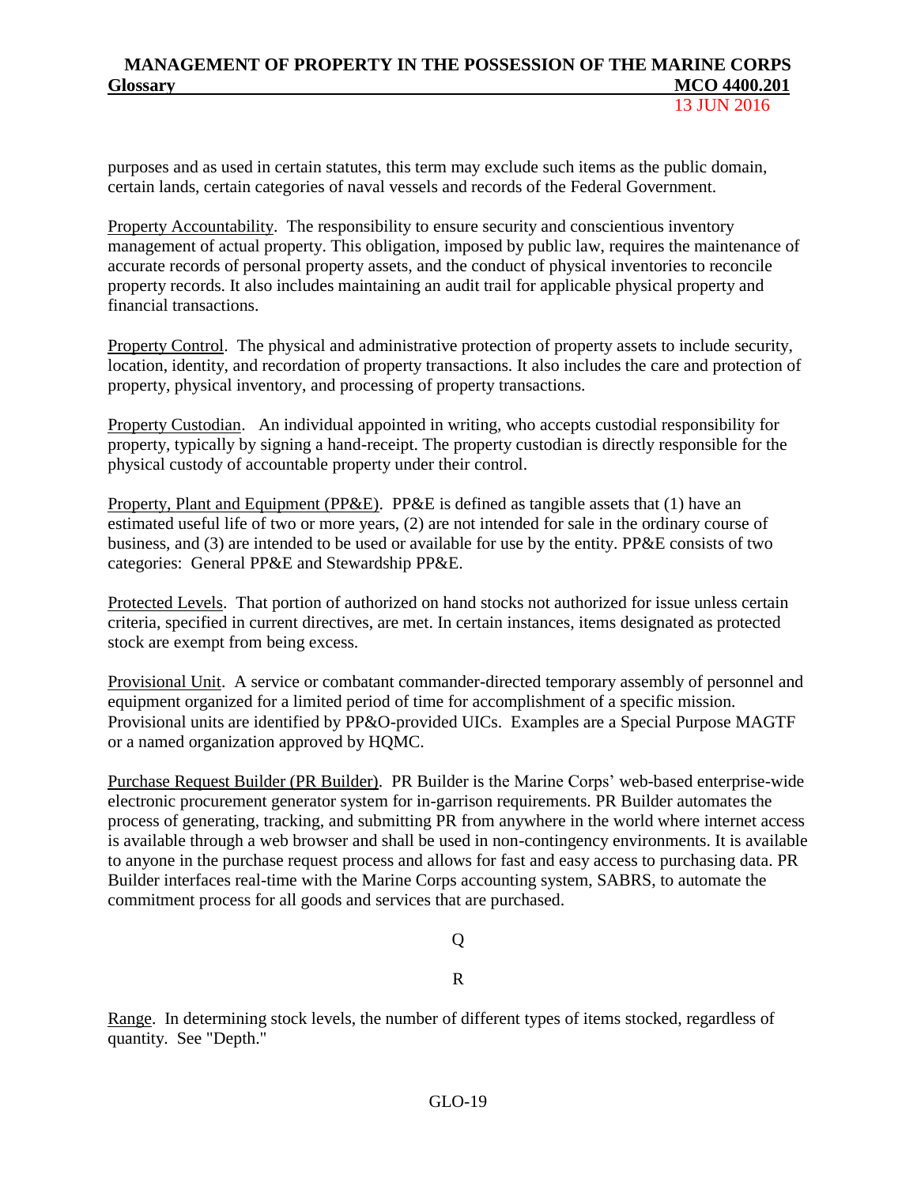purposes and as used in certain statutes, this term may exclude such items as the public domain, certain lands, certain categories of naval vessels and records of the Federal Government.

Property Accountability. The responsibility to ensure security and conscientious inventory management of actual property. This obligation, imposed by public law, requires the maintenance of accurate records of personal property assets, and the conduct of physical inventories to reconcile property records. It also includes maintaining an audit trail for applicable physical property and financial transactions.

Property Control. The physical and administrative protection of property assets to include security, location, identity, and recordation of property transactions. It also includes the care and protection of property, physical inventory, and processing of property transactions.

Property Custodian. An individual appointed in writing, who accepts custodial responsibility for property, typically by signing a hand-receipt. The property custodian is directly responsible for the physical custody of accountable property under their control.

Property, Plant and Equipment (PP&E). PP&E is defined as tangible assets that (1) have an estimated useful life of two or more years, (2) are not intended for sale in the ordinary course of business, and (3) are intended to be used or available for use by the entity. PP&E consists of two categories: General PP&E and Stewardship PP&E.

Protected Levels. That portion of authorized on hand stocks not authorized for issue unless certain criteria, specified in current directives, are met. In certain instances, items designated as protected stock are exempt from being excess.

Provisional Unit. A service or combatant commander-directed temporary assembly of personnel and equipment organized for a limited period of time for accomplishment of a specific mission. Provisional units are identified by PP&O-provided UICs. Examples are a Special Purpose MAGTF or a named organization approved by HQMC.

Purchase Request Builder (PR Builder). PR Builder is the Marine Corps' web-based enterprise-wide electronic procurement generator system for in-garrison requirements. PR Builder automates the process of generating, tracking, and submitting PR from anywhere in the world where internet access is available through a web browser and shall be used in non-contingency environments. It is available to anyone in the purchase request process and allows for fast and easy access to purchasing data. PR Builder interfaces real-time with the Marine Corps accounting system, SABRS, to automate the commitment process for all goods and services that are purchased.

Q

R

Range. In determining stock levels, the number of different types of items stocked, regardless of quantity. See "Depth."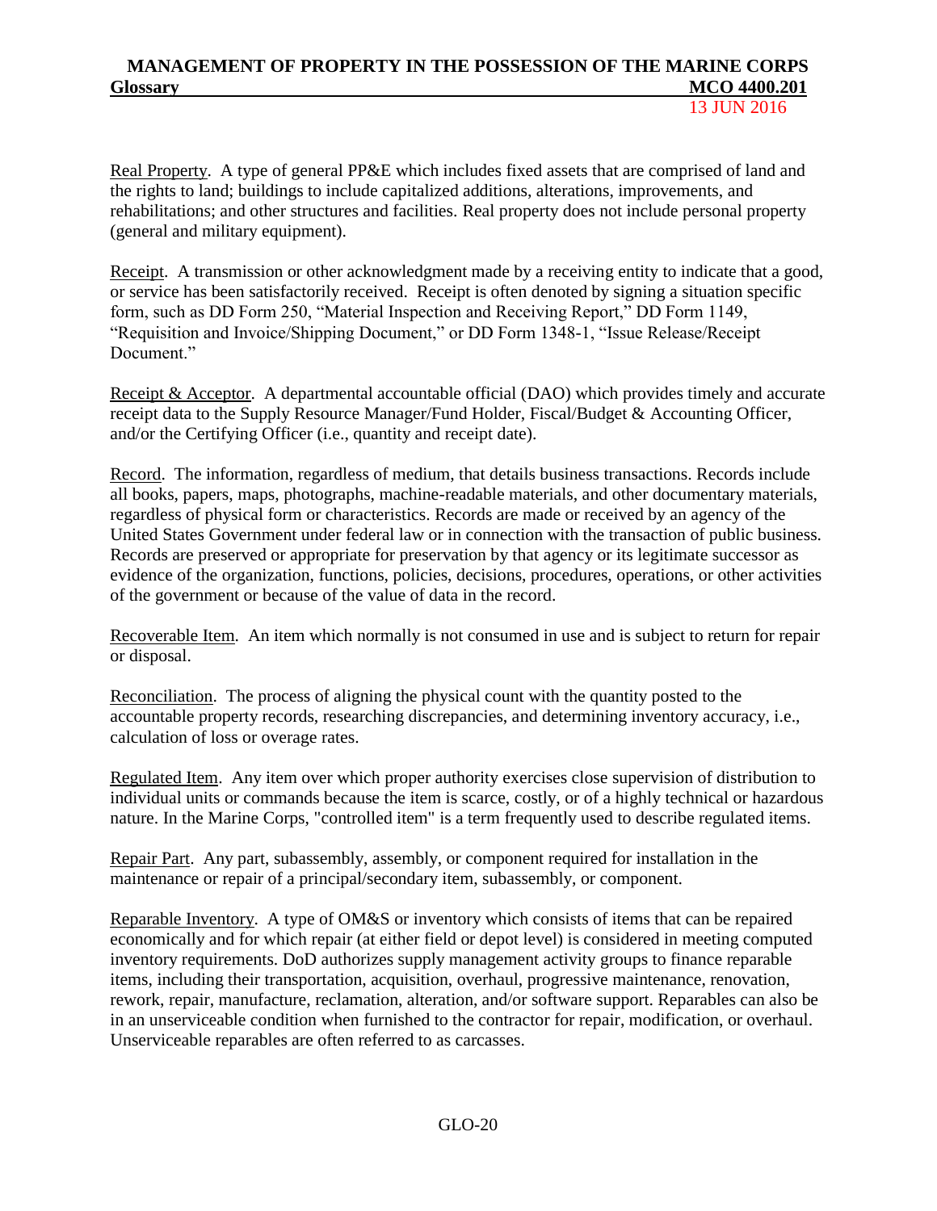Real Property. A type of general PP&E which includes fixed assets that are comprised of land and the rights to land; buildings to include capitalized additions, alterations, improvements, and rehabilitations; and other structures and facilities. Real property does not include personal property (general and military equipment).

Receipt. A transmission or other acknowledgment made by a receiving entity to indicate that a good, or service has been satisfactorily received. Receipt is often denoted by signing a situation specific form, such as DD Form 250, "Material Inspection and Receiving Report," DD Form 1149, "Requisition and Invoice/Shipping Document," or DD Form 1348-1, "Issue Release/Receipt Document."

Receipt & Acceptor. A departmental accountable official (DAO) which provides timely and accurate receipt data to the Supply Resource Manager/Fund Holder, Fiscal/Budget & Accounting Officer, and/or the Certifying Officer (i.e., quantity and receipt date).

Record. The information, regardless of medium, that details business transactions. Records include all books, papers, maps, photographs, machine-readable materials, and other documentary materials, regardless of physical form or characteristics. Records are made or received by an agency of the United States Government under federal law or in connection with the transaction of public business. Records are preserved or appropriate for preservation by that agency or its legitimate successor as evidence of the organization, functions, policies, decisions, procedures, operations, or other activities of the government or because of the value of data in the record.

Recoverable Item. An item which normally is not consumed in use and is subject to return for repair or disposal.

Reconciliation. The process of aligning the physical count with the quantity posted to the accountable property records, researching discrepancies, and determining inventory accuracy, i.e., calculation of loss or overage rates.

Regulated Item. Any item over which proper authority exercises close supervision of distribution to individual units or commands because the item is scarce, costly, or of a highly technical or hazardous nature. In the Marine Corps, "controlled item" is a term frequently used to describe regulated items.

Repair Part. Any part, subassembly, assembly, or component required for installation in the maintenance or repair of a principal/secondary item, subassembly, or component.

Reparable Inventory. A type of OM&S or inventory which consists of items that can be repaired economically and for which repair (at either field or depot level) is considered in meeting computed inventory requirements. DoD authorizes supply management activity groups to finance reparable items, including their transportation, acquisition, overhaul, progressive maintenance, renovation, rework, repair, manufacture, reclamation, alteration, and/or software support. Reparables can also be in an unserviceable condition when furnished to the contractor for repair, modification, or overhaul. Unserviceable reparables are often referred to as carcasses.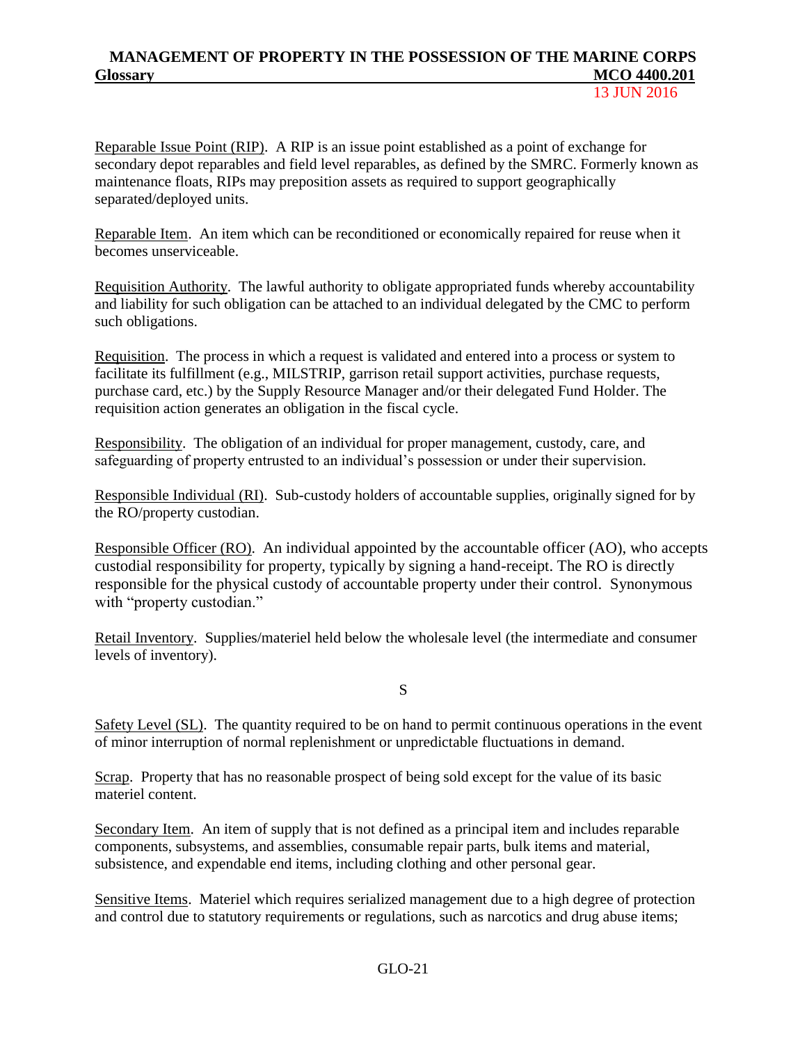Reparable Issue Point (RIP). A RIP is an issue point established as a point of exchange for secondary depot reparables and field level reparables, as defined by the SMRC. Formerly known as maintenance floats, RIPs may preposition assets as required to support geographically separated/deployed units.

Reparable Item. An item which can be reconditioned or economically repaired for reuse when it becomes unserviceable.

Requisition Authority. The lawful authority to obligate appropriated funds whereby accountability and liability for such obligation can be attached to an individual delegated by the CMC to perform such obligations.

Requisition. The process in which a request is validated and entered into a process or system to facilitate its fulfillment (e.g., MILSTRIP, garrison retail support activities, purchase requests, purchase card, etc.) by the Supply Resource Manager and/or their delegated Fund Holder. The requisition action generates an obligation in the fiscal cycle.

Responsibility. The obligation of an individual for proper management, custody, care, and safeguarding of property entrusted to an individual's possession or under their supervision.

Responsible Individual (RI). Sub-custody holders of accountable supplies, originally signed for by the RO/property custodian.

Responsible Officer (RO). An individual appointed by the accountable officer (AO), who accepts custodial responsibility for property, typically by signing a hand-receipt. The RO is directly responsible for the physical custody of accountable property under their control. Synonymous with "property custodian."

Retail Inventory. Supplies/materiel held below the wholesale level (the intermediate and consumer levels of inventory).

S

Safety Level (SL). The quantity required to be on hand to permit continuous operations in the event of minor interruption of normal replenishment or unpredictable fluctuations in demand.

Scrap. Property that has no reasonable prospect of being sold except for the value of its basic materiel content.

Secondary Item. An item of supply that is not defined as a principal item and includes reparable components, subsystems, and assemblies, consumable repair parts, bulk items and material, subsistence, and expendable end items, including clothing and other personal gear.

Sensitive Items. Materiel which requires serialized management due to a high degree of protection and control due to statutory requirements or regulations, such as narcotics and drug abuse items;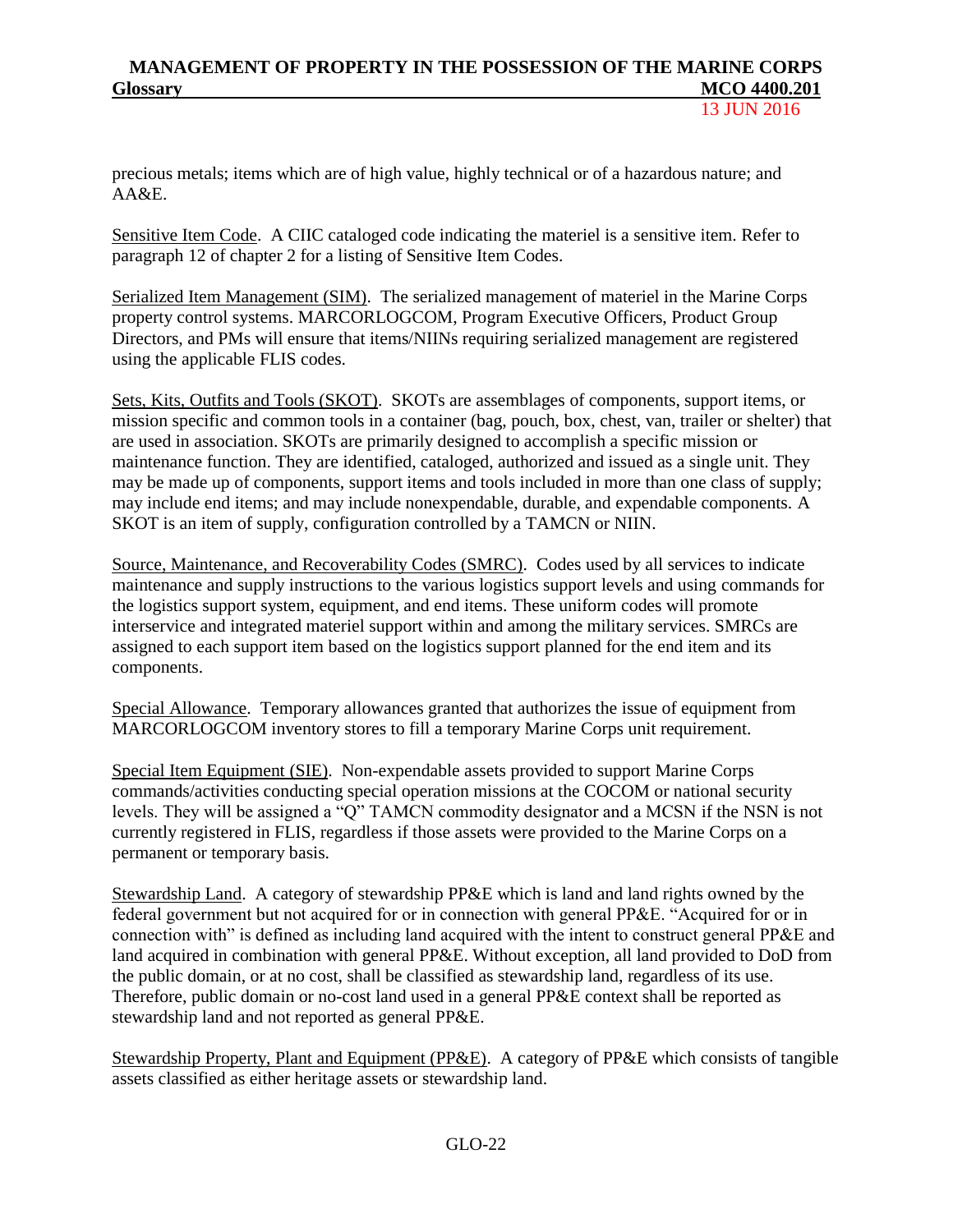precious metals; items which are of high value, highly technical or of a hazardous nature; and AA&E.

Sensitive Item Code. A CIIC cataloged code indicating the materiel is a sensitive item. Refer to paragraph 12 of chapter 2 for a listing of Sensitive Item Codes.

Serialized Item Management (SIM). The serialized management of materiel in the Marine Corps property control systems. MARCORLOGCOM, Program Executive Officers, Product Group Directors, and PMs will ensure that items/NIINs requiring serialized management are registered using the applicable FLIS codes.

Sets, Kits, Outfits and Tools (SKOT). SKOTs are assemblages of components, support items, or mission specific and common tools in a container (bag, pouch, box, chest, van, trailer or shelter) that are used in association. SKOTs are primarily designed to accomplish a specific mission or maintenance function. They are identified, cataloged, authorized and issued as a single unit. They may be made up of components, support items and tools included in more than one class of supply; may include end items; and may include nonexpendable, durable, and expendable components. A SKOT is an item of supply, configuration controlled by a TAMCN or NIIN.

Source, Maintenance, and Recoverability Codes (SMRC). Codes used by all services to indicate maintenance and supply instructions to the various logistics support levels and using commands for the logistics support system, equipment, and end items. These uniform codes will promote interservice and integrated materiel support within and among the military services. SMRCs are assigned to each support item based on the logistics support planned for the end item and its components.

Special Allowance. Temporary allowances granted that authorizes the issue of equipment from MARCORLOGCOM inventory stores to fill a temporary Marine Corps unit requirement.

Special Item Equipment (SIE). Non-expendable assets provided to support Marine Corps commands/activities conducting special operation missions at the COCOM or national security levels. They will be assigned a "Q" TAMCN commodity designator and a MCSN if the NSN is not currently registered in FLIS, regardless if those assets were provided to the Marine Corps on a permanent or temporary basis.

Stewardship Land. A category of stewardship PP&E which is land and land rights owned by the federal government but not acquired for or in connection with general PP&E. "Acquired for or in connection with" is defined as including land acquired with the intent to construct general PP&E and land acquired in combination with general PP&E. Without exception, all land provided to DoD from the public domain, or at no cost, shall be classified as stewardship land, regardless of its use. Therefore, public domain or no-cost land used in a general PP&E context shall be reported as stewardship land and not reported as general PP&E.

Stewardship Property, Plant and Equipment (PP&E). A category of PP&E which consists of tangible assets classified as either heritage assets or stewardship land.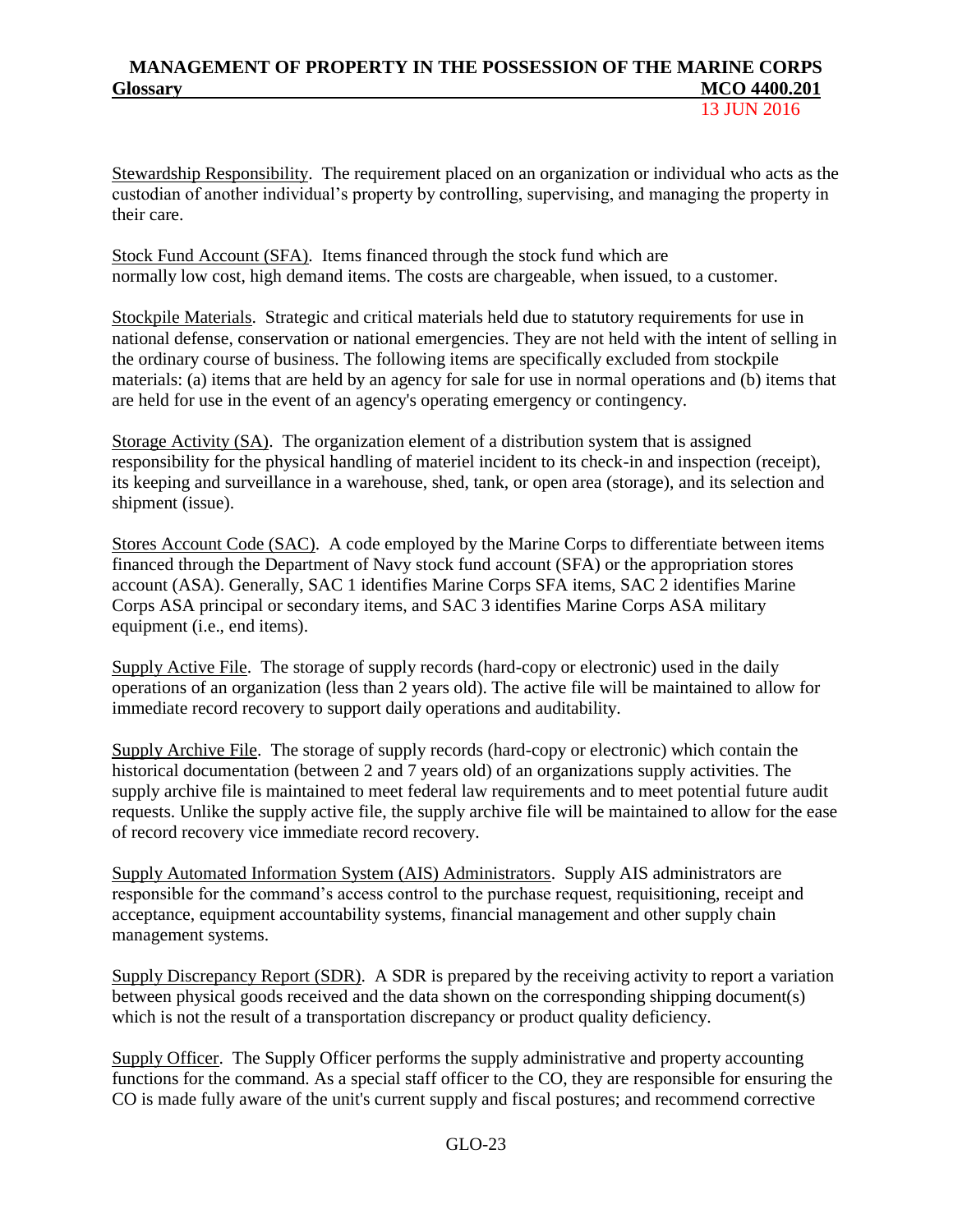Stewardship Responsibility. The requirement placed on an organization or individual who acts as the custodian of another individual's property by controlling, supervising, and managing the property in their care.

Stock Fund Account (SFA). Items financed through the stock fund which are normally low cost, high demand items. The costs are chargeable, when issued, to a customer.

Stockpile Materials. Strategic and critical materials held due to statutory requirements for use in national defense, conservation or national emergencies. They are not held with the intent of selling in the ordinary course of business. The following items are specifically excluded from stockpile materials: (a) items that are held by an agency for sale for use in normal operations and (b) items that are held for use in the event of an agency's operating emergency or contingency.

Storage Activity (SA). The organization element of a distribution system that is assigned responsibility for the physical handling of materiel incident to its check-in and inspection (receipt), its keeping and surveillance in a warehouse, shed, tank, or open area (storage), and its selection and shipment (issue).

Stores Account Code (SAC). A code employed by the Marine Corps to differentiate between items financed through the Department of Navy stock fund account (SFA) or the appropriation stores account (ASA). Generally, SAC 1 identifies Marine Corps SFA items, SAC 2 identifies Marine Corps ASA principal or secondary items, and SAC 3 identifies Marine Corps ASA military equipment (i.e., end items).

Supply Active File. The storage of supply records (hard-copy or electronic) used in the daily operations of an organization (less than 2 years old). The active file will be maintained to allow for immediate record recovery to support daily operations and auditability.

Supply Archive File. The storage of supply records (hard-copy or electronic) which contain the historical documentation (between 2 and 7 years old) of an organizations supply activities. The supply archive file is maintained to meet federal law requirements and to meet potential future audit requests. Unlike the supply active file, the supply archive file will be maintained to allow for the ease of record recovery vice immediate record recovery.

Supply Automated Information System (AIS) Administrators. Supply AIS administrators are responsible for the command's access control to the purchase request, requisitioning, receipt and acceptance, equipment accountability systems, financial management and other supply chain management systems.

Supply Discrepancy Report (SDR). A SDR is prepared by the receiving activity to report a variation between physical goods received and the data shown on the corresponding shipping document(s) which is not the result of a transportation discrepancy or product quality deficiency.

Supply Officer. The Supply Officer performs the supply administrative and property accounting functions for the command. As a special staff officer to the CO, they are responsible for ensuring the CO is made fully aware of the unit's current supply and fiscal postures; and recommend corrective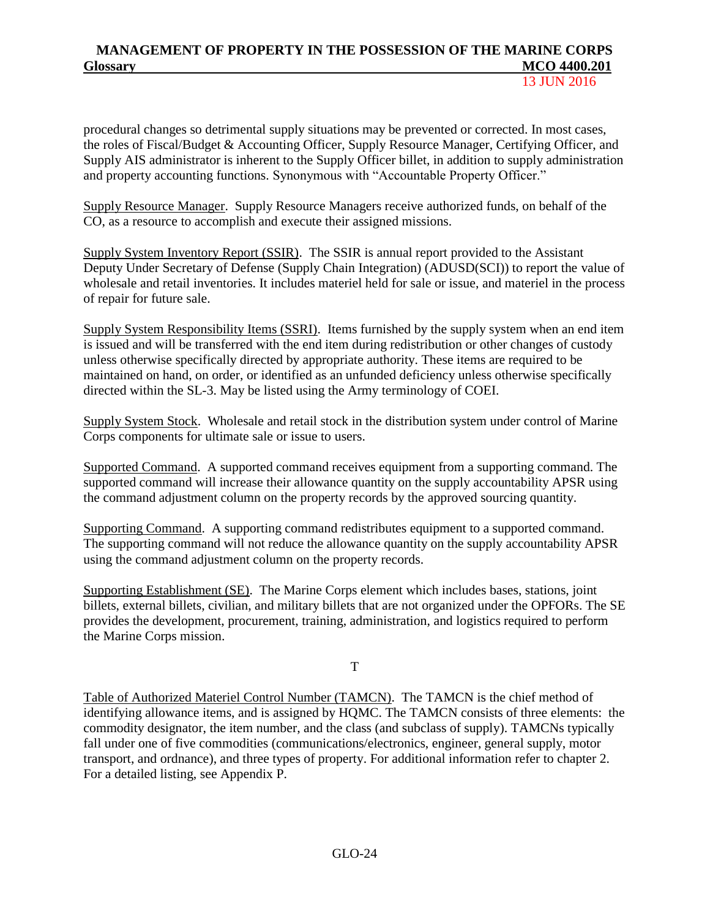procedural changes so detrimental supply situations may be prevented or corrected. In most cases, the roles of Fiscal/Budget & Accounting Officer, Supply Resource Manager, Certifying Officer, and Supply AIS administrator is inherent to the Supply Officer billet, in addition to supply administration and property accounting functions. Synonymous with "Accountable Property Officer."

Supply Resource Manager. Supply Resource Managers receive authorized funds, on behalf of the CO, as a resource to accomplish and execute their assigned missions.

Supply System Inventory Report (SSIR). The SSIR is annual report provided to the Assistant Deputy Under Secretary of Defense (Supply Chain Integration) (ADUSD(SCI)) to report the value of wholesale and retail inventories. It includes materiel held for sale or issue, and materiel in the process of repair for future sale.

Supply System Responsibility Items (SSRI). Items furnished by the supply system when an end item is issued and will be transferred with the end item during redistribution or other changes of custody unless otherwise specifically directed by appropriate authority. These items are required to be maintained on hand, on order, or identified as an unfunded deficiency unless otherwise specifically directed within the SL-3. May be listed using the Army terminology of COEI.

Supply System Stock. Wholesale and retail stock in the distribution system under control of Marine Corps components for ultimate sale or issue to users.

Supported Command. A supported command receives equipment from a supporting command. The supported command will increase their allowance quantity on the supply accountability APSR using the command adjustment column on the property records by the approved sourcing quantity.

Supporting Command. A supporting command redistributes equipment to a supported command. The supporting command will not reduce the allowance quantity on the supply accountability APSR using the command adjustment column on the property records.

Supporting Establishment (SE). The Marine Corps element which includes bases, stations, joint billets, external billets, civilian, and military billets that are not organized under the OPFORs. The SE provides the development, procurement, training, administration, and logistics required to perform the Marine Corps mission.

T

Table of Authorized Materiel Control Number (TAMCN). The TAMCN is the chief method of identifying allowance items, and is assigned by HQMC. The TAMCN consists of three elements: the commodity designator, the item number, and the class (and subclass of supply). TAMCNs typically fall under one of five commodities (communications/electronics, engineer, general supply, motor transport, and ordnance), and three types of property. For additional information refer to chapter 2. For a detailed listing, see Appendix P.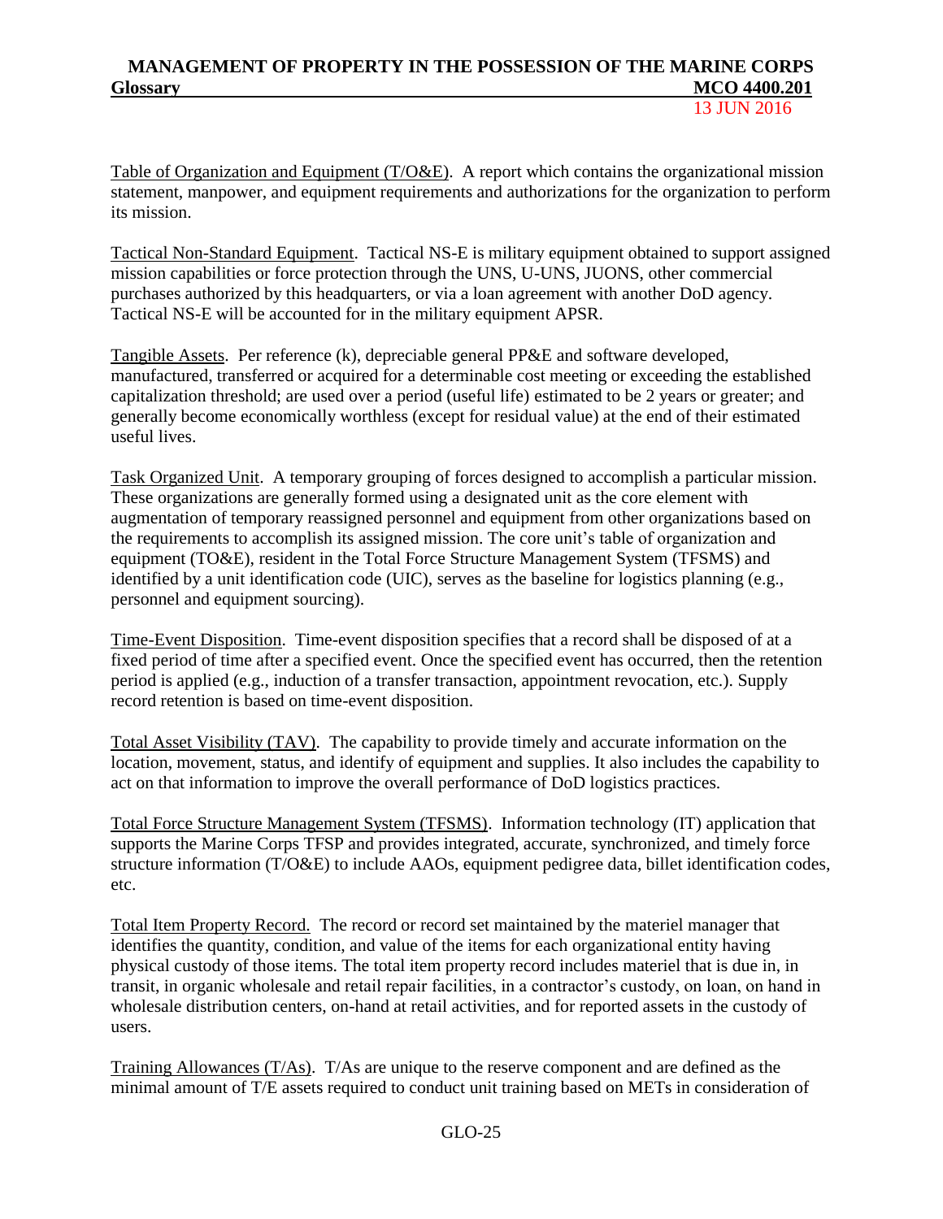Table of Organization and Equipment (T/O&E). A report which contains the organizational mission statement, manpower, and equipment requirements and authorizations for the organization to perform its mission.

Tactical Non-Standard Equipment. Tactical NS-E is military equipment obtained to support assigned mission capabilities or force protection through the UNS, U-UNS, JUONS, other commercial purchases authorized by this headquarters, or via a loan agreement with another DoD agency. Tactical NS-E will be accounted for in the military equipment APSR.

Tangible Assets. Per reference (k), depreciable general PP&E and software developed, manufactured, transferred or acquired for a determinable cost meeting or exceeding the established capitalization threshold; are used over a period (useful life) estimated to be 2 years or greater; and generally become economically worthless (except for residual value) at the end of their estimated useful lives.

Task Organized Unit. A temporary grouping of forces designed to accomplish a particular mission. These organizations are generally formed using a designated unit as the core element with augmentation of temporary reassigned personnel and equipment from other organizations based on the requirements to accomplish its assigned mission. The core unit's table of organization and equipment (TO&E), resident in the Total Force Structure Management System (TFSMS) and identified by a unit identification code (UIC), serves as the baseline for logistics planning (e.g., personnel and equipment sourcing).

Time-Event Disposition. Time-event disposition specifies that a record shall be disposed of at a fixed period of time after a specified event. Once the specified event has occurred, then the retention period is applied (e.g., induction of a transfer transaction, appointment revocation, etc.). Supply record retention is based on time-event disposition.

Total Asset Visibility (TAV). The capability to provide timely and accurate information on the location, movement, status, and identify of equipment and supplies. It also includes the capability to act on that information to improve the overall performance of DoD logistics practices.

Total Force Structure Management System (TFSMS). Information technology (IT) application that supports the Marine Corps TFSP and provides integrated, accurate, synchronized, and timely force structure information (T/O&E) to include AAOs, equipment pedigree data, billet identification codes, etc.

Total Item Property Record. The record or record set maintained by the materiel manager that identifies the quantity, condition, and value of the items for each organizational entity having physical custody of those items. The total item property record includes materiel that is due in, in transit, in organic wholesale and retail repair facilities, in a contractor's custody, on loan, on hand in wholesale distribution centers, on-hand at retail activities, and for reported assets in the custody of users.

Training Allowances (T/As). T/As are unique to the reserve component and are defined as the minimal amount of T/E assets required to conduct unit training based on METs in consideration of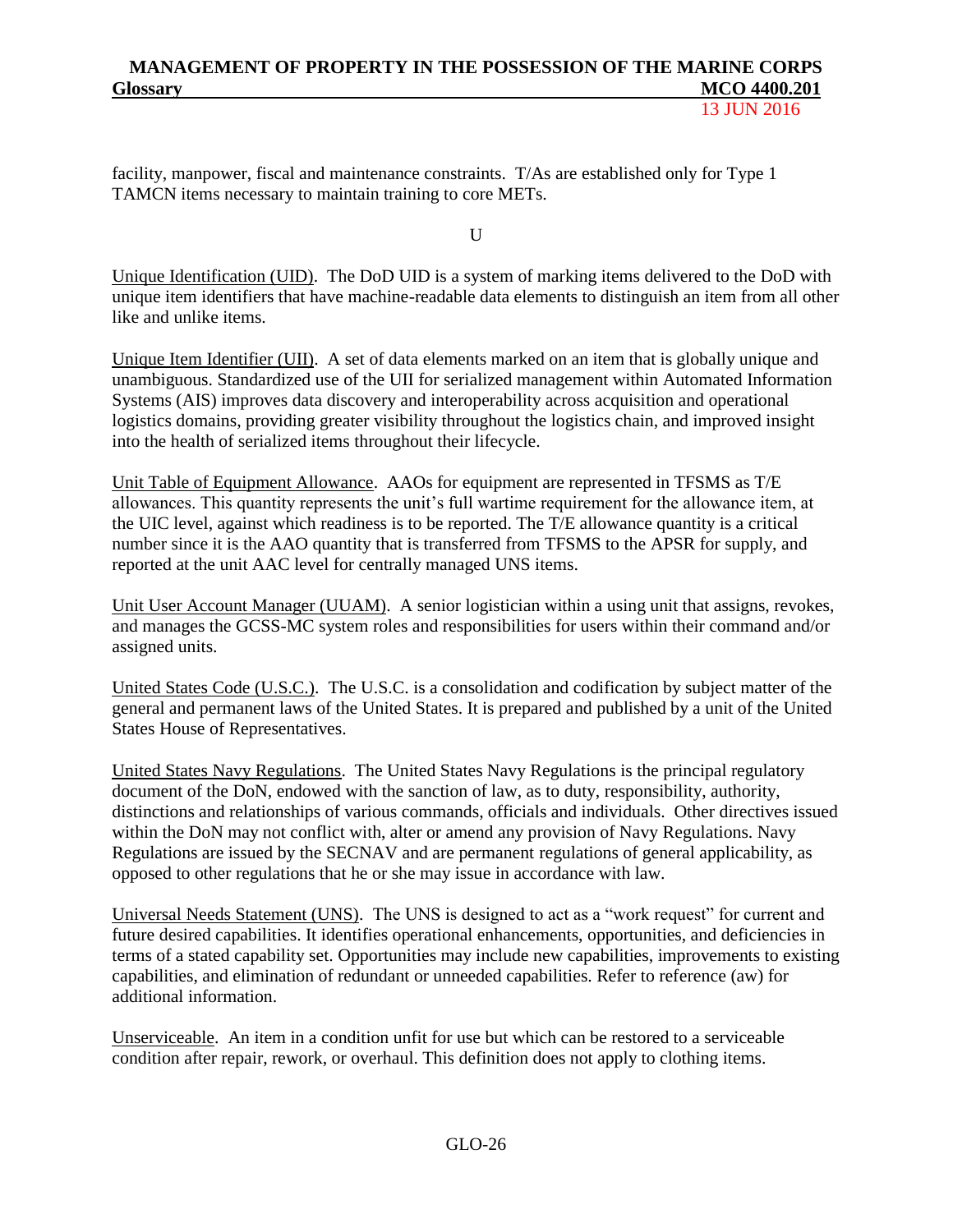facility, manpower, fiscal and maintenance constraints. T/As are established only for Type 1 TAMCN items necessary to maintain training to core METs.

U

Unique Identification (UID). The DoD UID is a system of marking items delivered to the DoD with unique item identifiers that have machine-readable data elements to distinguish an item from all other like and unlike items.

Unique Item Identifier (UII). A set of data elements marked on an item that is globally unique and unambiguous. Standardized use of the UII for serialized management within Automated Information Systems (AIS) improves data discovery and interoperability across acquisition and operational logistics domains, providing greater visibility throughout the logistics chain, and improved insight into the health of serialized items throughout their lifecycle.

Unit Table of Equipment Allowance. AAOs for equipment are represented in TFSMS as T/E allowances. This quantity represents the unit's full wartime requirement for the allowance item, at the UIC level, against which readiness is to be reported. The T/E allowance quantity is a critical number since it is the AAO quantity that is transferred from TFSMS to the APSR for supply, and reported at the unit AAC level for centrally managed UNS items.

Unit User Account Manager (UUAM). A senior logistician within a using unit that assigns, revokes, and manages the GCSS-MC system roles and responsibilities for users within their command and/or assigned units.

United States Code (U.S.C.). The U.S.C. is a consolidation and codification by subject matter of the general and permanent laws of the United States. It is prepared and published by a unit of the United States House of Representatives.

United States Navy Regulations. The United States Navy Regulations is the principal regulatory document of the DoN, endowed with the sanction of law, as to duty, responsibility, authority, distinctions and relationships of various commands, officials and individuals. Other directives issued within the DoN may not conflict with, alter or amend any provision of Navy Regulations. Navy Regulations are issued by the SECNAV and are permanent regulations of general applicability, as opposed to other regulations that he or she may issue in accordance with law.

Universal Needs Statement (UNS). The UNS is designed to act as a "work request" for current and future desired capabilities. It identifies operational enhancements, opportunities, and deficiencies in terms of a stated capability set. Opportunities may include new capabilities, improvements to existing capabilities, and elimination of redundant or unneeded capabilities. Refer to reference (aw) for additional information.

Unserviceable. An item in a condition unfit for use but which can be restored to a serviceable condition after repair, rework, or overhaul. This definition does not apply to clothing items.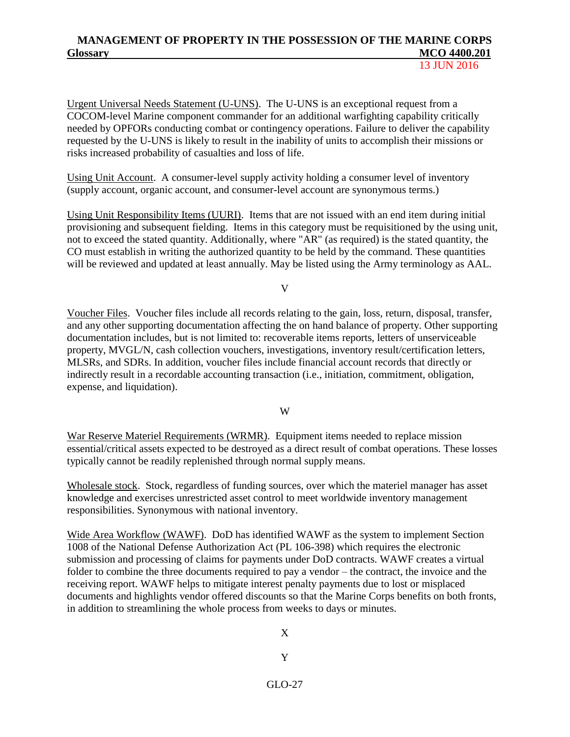Urgent Universal Needs Statement (U-UNS). The U-UNS is an exceptional request from a COCOM-level Marine component commander for an additional warfighting capability critically needed by OPFORs conducting combat or contingency operations. Failure to deliver the capability requested by the U-UNS is likely to result in the inability of units to accomplish their missions or risks increased probability of casualties and loss of life.

Using Unit Account. A consumer-level supply activity holding a consumer level of inventory (supply account, organic account, and consumer-level account are synonymous terms.)

Using Unit Responsibility Items (UURI). Items that are not issued with an end item during initial provisioning and subsequent fielding. Items in this category must be requisitioned by the using unit, not to exceed the stated quantity. Additionally, where "AR" (as required) is the stated quantity, the CO must establish in writing the authorized quantity to be held by the command. These quantities will be reviewed and updated at least annually. May be listed using the Army terminology as AAL.

V

Voucher Files. Voucher files include all records relating to the gain, loss, return, disposal, transfer, and any other supporting documentation affecting the on hand balance of property. Other supporting documentation includes, but is not limited to: recoverable items reports, letters of unserviceable property, MVGL/N, cash collection vouchers, investigations, inventory result/certification letters, MLSRs, and SDRs. In addition, voucher files include financial account records that directly or indirectly result in a recordable accounting transaction (i.e., initiation, commitment, obligation, expense, and liquidation).

W

War Reserve Materiel Requirements (WRMR). Equipment items needed to replace mission essential/critical assets expected to be destroyed as a direct result of combat operations. These losses typically cannot be readily replenished through normal supply means.

Wholesale stock. Stock, regardless of funding sources, over which the materiel manager has asset knowledge and exercises unrestricted asset control to meet worldwide inventory management responsibilities. Synonymous with national inventory.

Wide Area Workflow (WAWF). DoD has identified WAWF as the system to implement Section 1008 of the National Defense Authorization Act (PL 106-398) which requires the electronic submission and processing of claims for payments under DoD contracts. WAWF creates a virtual folder to combine the three documents required to pay a vendor – the contract, the invoice and the receiving report. WAWF helps to mitigate interest penalty payments due to lost or misplaced documents and highlights vendor offered discounts so that the Marine Corps benefits on both fronts, in addition to streamlining the whole process from weeks to days or minutes.

X

Y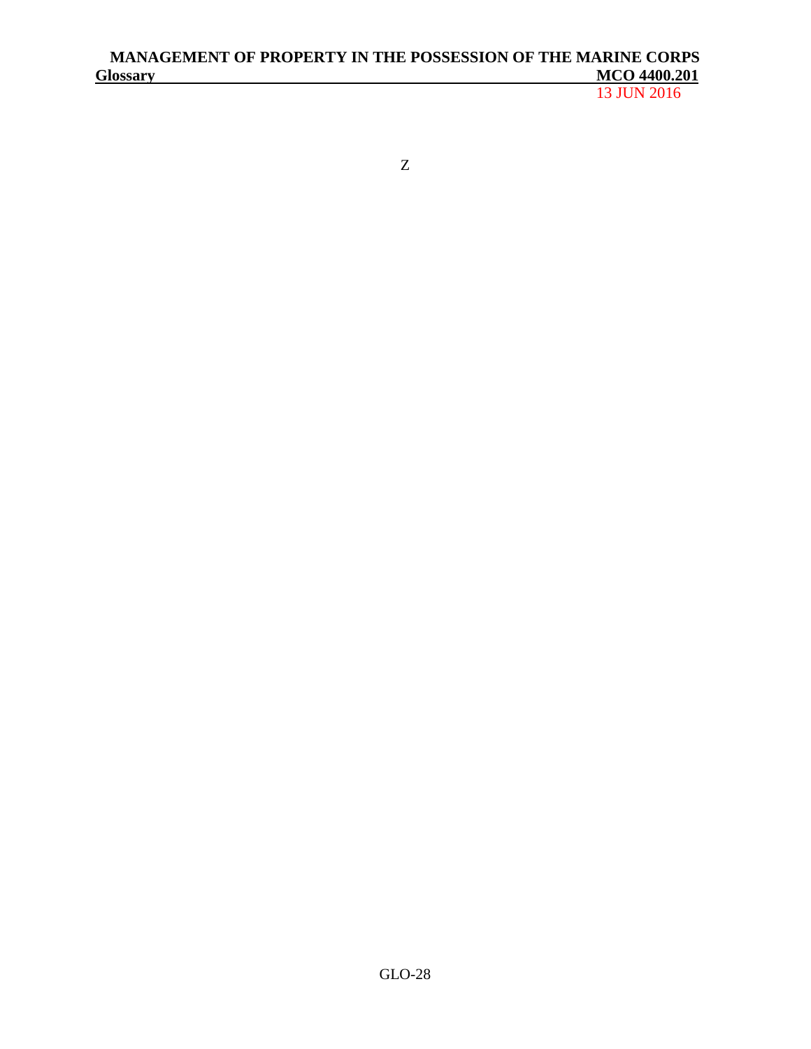Z